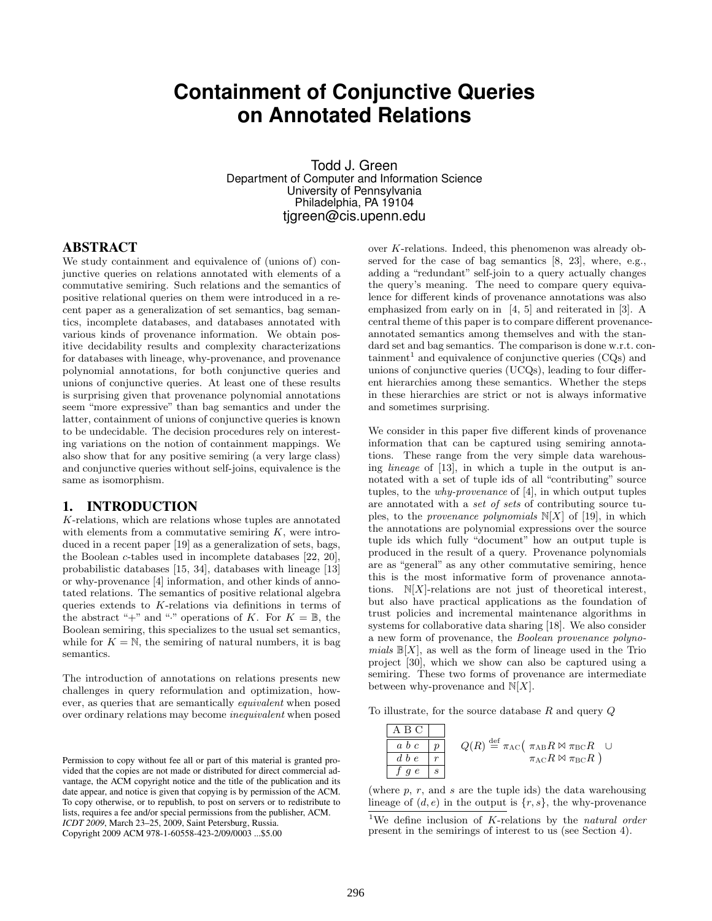# Containment of Conjunctive Queries on Annotated Relations

Todd J. Green
Department of Computer and Information Science
University of Pennsylvania
Philadelphia, PA 19104
tjgreen@cis.upenn.edu

## ABSTRACT

We study containment and equivalence of (unions of) conjunctive queries on relations annotated with elements of a commutative semiring. Such relations and the semantics of positive relational queries on them were introduced in a recent paper as a generalization of set semantics, bag semantics, incomplete databases, and databases annotated with various kinds of provenance information. We obtain positive decidability results and complexity characterizations for databases with lineage, why-provenance, and provenance polynomial annotations, for both conjunctive queries and unions of conjunctive queries. At least one of these results is surprising given that provenance polynomial annotations seem "more expressive" than bag semantics and under the latter, containment of unions of conjunctive queries is known to be undecidable. The decision procedures rely on interesting variations on the notion of containment mappings. We also show that for any positive semiring (a very large class) and conjunctive queries without self-joins, equivalence is the same as isomorphism.

## 1. INTRODUCTION

$K$-relations, which are relations whose tuples are annotated with elements from a commutative semiring $K$, were introduced in a recent paper [19] as a generalization of sets, bags, the Boolean $c$-tables used in incomplete databases [22, 20], probabilistic databases [15, 34], databases with lineage [13] or why-provenance [4] information, and other kinds of annotated relations. The semantics of positive relational algebra queries extend to $K$-relations via definitions in terms of the abstract "+" and "·" operations of $K$. For $K = \mathbb{B}$, the Boolean semiring, this specializes to the usual set semantics, while for $K = \mathbb{N}$, the semiring of natural numbers, it is bag semantics.

The introduction of annotations on relations presents new challenges in query reformulation and optimization, however, as queries that are semantically *equivalent* when posed over ordinary relations may become *inequivalent* when posed over $K$-relations. Indeed, this phenomenon was already observed for the case of bag semantics [8, 23], where, e.g., adding a "redundant" self-join to a query actually changes the query's meaning. The need to compare query equivalence for different kinds of provenance annotations was also emphasized from early on in [4, 5] and reiterated in [3]. A central theme of this paper is to compare different provenance-annotated semantics among themselves and with the standard set and bag semantics. The comparison is done w.r.t. containment[1] and equivalence of conjunctive queries (CQs) and unions of conjunctive queries (UCQs), leading to four different hierarchies among these semantics. Whether the steps in these hierarchies are strict or not is always informative and sometimes surprising.

We consider in this paper five different kinds of provenance information that can be captured using semiring annotations. These range from the very simple data warehousing *lineage* of [13], in which a tuple in the output is annotated with a set of tuple ids of all "contributing" source tuples, to the *why-provenance* of [4], in which output tuples are annotated with a *set of sets* of contributing source tuples, to the *provenance polynomials* $\mathbb{N}[X]$ of [19], in which the annotations are polynomial expressions over the source tuple ids which fully "document" how an output tuple is produced in the result of a query. Provenance polynomials are as "general" as any other commutative semiring, hence this is the most informative form of provenance annotations. $\mathbb{N}[X]$-relations are not just of theoretical interest, but also have practical applications as the foundation of trust policies and incremental maintenance algorithms in systems for collaborative data sharing [18]. We also consider a new form of provenance, the *Boolean provenance polynomials* $\mathbb{B}[X]$, as well as the form of lineage used in the Trio project [30], which we show can also be captured using a semiring. These two forms of provenance are intermediate between why-provenance and $\mathbb{N}[X]$.

To illustrate, for the source database $R$ and query $Q$

| A B C | |
|---|---|
| $a$ $b$ $c$ | $p$ |
| $d$ $b$ $e$ | $r$ |
| $f$ $g$ $e$ | $s$ |

$$Q(R) \stackrel{\text{def}}{=} \pi_{\text{AC}}\big(\ \pi_{\text{AB}}R \bowtie \pi_{\text{BC}}R \ \cup \ \pi_{\text{AC}}R \bowtie \pi_{\text{BC}}R\ \big)$$

(where $p$, $r$, and $s$ are the tuple ids) the data warehousing lineage of $(d, e)$ in the output is $\{r, s\}$, the why-provenance

[1] We define inclusion of $K$-relations by the *natural order* present in the semirings of interest to us (see Section 4).

Permission to copy without fee all or part of this material is granted provided that the copies are not made or distributed for direct commercial advantage, the ACM copyright notice and the title of the publication and its date appear, and notice is given that copying is by permission of the ACM. To copy otherwise, or to republish, to post on servers or to redistribute to lists, requires a fee and/or special permissions from the publisher, ACM. *ICDT 2009*, March 23–25, 2009, Saint Petersburg, Russia.
Copyright 2009 ACM 978-1-60558-423-2/09/0003 ...$5.00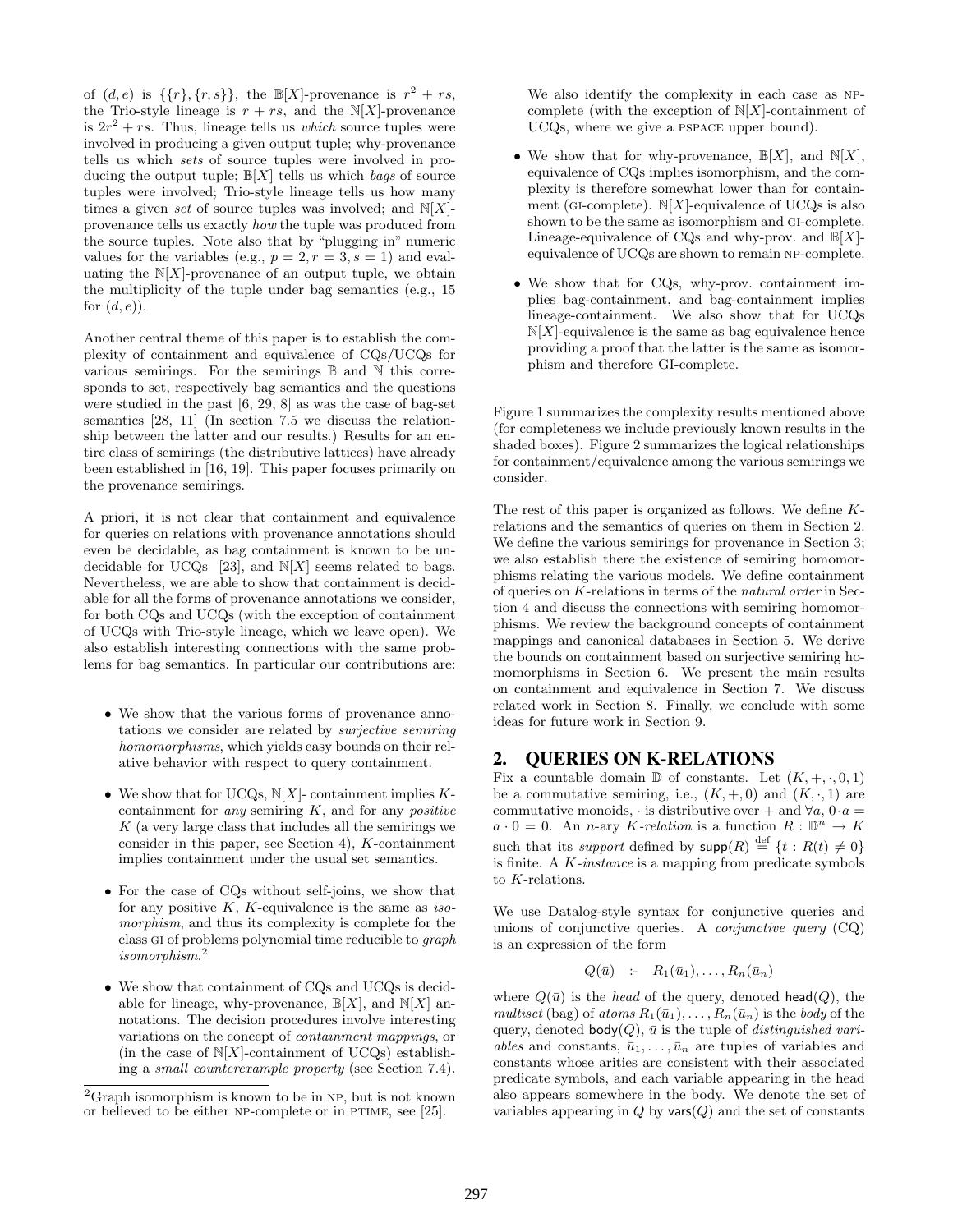of $(d, e)$ is $\{\{r\}, \{r, s\}\}$, the $\mathbb{B}[X]$-provenance is $r^2 + rs$, the Trio-style lineage is $r + rs$, and the $\mathbb{N}[X]$-provenance is $2r^2 + rs$. Thus, lineage tells us *which* source tuples were involved in producing a given output tuple; why-provenance tells us which *sets* of source tuples were involved in producing the output tuple; $\mathbb{B}[X]$ tells us which *bags* of source tuples were involved; Trio-style lineage tells us how many times a given *set* of source tuples was involved; and $\mathbb{N}[X]$-provenance tells us exactly *how* the tuple was produced from the source tuples. Note also that by "plugging in" numeric values for the variables (e.g., $p = 2, r = 3, s = 1$) and evaluating the $\mathbb{N}[X]$-provenance of an output tuple, we obtain the multiplicity of the tuple under bag semantics (e.g., 15 for $(d, e)$).

Another central theme of this paper is to establish the complexity of containment and equivalence of CQs/UCQs for various semirings. For the semirings $\mathbb{B}$ and $\mathbb{N}$ this corresponds to set, respectively bag semantics and the questions were studied in the past [6, 29, 8] as was the case of bag-set semantics [28, 11] (In section 7.5 we discuss the relationship between the latter and our results.) Results for an entire class of semirings (the distributive lattices) have already been established in [16, 19]. This paper focuses primarily on the provenance semirings.

A priori, it is not clear that containment and equivalence for queries on relations with provenance annotations should even be decidable, as bag containment is known to be undecidable for UCQs [23], and $\mathbb{N}[X]$ seems related to bags. Nevertheless, we are able to show that containment is decidable for all the forms of provenance annotations we consider, for both CQs and UCQs (with the exception of containment of UCQs with Trio-style lineage, which we leave open). We also establish interesting connections with the same problems for bag semantics. In particular our contributions are:

- We show that the various forms of provenance annotations we consider are related by *surjective semiring homomorphisms*, which yields easy bounds on their relative behavior with respect to query containment.
- We show that for UCQs, $\mathbb{N}[X]$- containment implies $K$-containment for *any* semiring $K$, and for any *positive* $K$ (a very large class that includes all the semirings we consider in this paper, see Section 4), $K$-containment implies containment under the usual set semantics.
- For the case of CQs without self-joins, we show that for any positive $K$, $K$-equivalence is the same as *isomorphism*, and thus its complexity is complete for the class GI of problems polynomial time reducible to *graph isomorphism*.[2]
- We show that containment of CQs and UCQs is decidable for lineage, why-provenance, $\mathbb{B}[X]$, and $\mathbb{N}[X]$ annotations. The decision procedures involve interesting variations on the concept of *containment mappings*, or (in the case of $\mathbb{N}[X]$-containment of UCQs) establishing a *small counterexample property* (see Section 7.4). We also identify the complexity in each case as NP-complete (with the exception of $\mathbb{N}[X]$-containment of UCQs, where we give a PSPACE upper bound).
- We show that for why-provenance, $\mathbb{B}[X]$, and $\mathbb{N}[X]$, equivalence of CQs implies isomorphism, and the complexity is therefore somewhat lower than for containment (GI-complete). $\mathbb{N}[X]$-equivalence of UCQs is also shown to be the same as isomorphism and GI-complete. Lineage-equivalence of CQs and why-prov. and $\mathbb{B}[X]$-equivalence of UCQs are shown to remain NP-complete.
- We show that for CQs, why-prov. containment implies bag-containment, and bag-containment implies lineage-containment. We also show that for UCQs $\mathbb{N}[X]$-equivalence is the same as bag equivalence hence providing a proof that the latter is the same as isomorphism and therefore GI-complete.

[2]Graph isomorphism is known to be in NP, but is not known or believed to be either NP-complete or in PTIME, see [25].

Figure 1 summarizes the complexity results mentioned above (for completeness we include previously known results in the shaded boxes). Figure 2 summarizes the logical relationships for containment/equivalence among the various semirings we consider.

The rest of this paper is organized as follows. We define $K$-relations and the semantics of queries on them in Section 2. We define the various semirings for provenance in Section 3; we also establish there the existence of semiring homomorphisms relating the various models. We define containment of queries on $K$-relations in terms of the *natural order* in Section 4 and discuss the connections with semiring homomorphisms. We review the background concepts of containment mappings and canonical databases in Section 5. We derive the bounds on containment based on surjective semiring homomorphisms in Section 6. We present the main results on containment and equivalence in Section 7. We discuss related work in Section 8. Finally, we conclude with some ideas for future work in Section 9.

## 2. QUERIES ON K-RELATIONS

Fix a countable domain $\mathbb{D}$ of constants. Let $(K, +, \cdot, 0, 1)$ be a commutative semiring, i.e., $(K, +, 0)$ and $(K, \cdot, 1)$ are commutative monoids, $\cdot$ is distributive over $+$ and $\forall a, 0 \cdot a = a \cdot 0 = 0$. An $n$-ary *$K$-relation* is a function $R : \mathbb{D}^n \to K$ such that its *support* defined by $\mathsf{supp}(R) \stackrel{\text{def}}{=} \{t : R(t) \neq 0\}$ is finite. A *$K$-instance* is a mapping from predicate symbols to $K$-relations.

We use Datalog-style syntax for conjunctive queries and unions of conjunctive queries. A *conjunctive query* (CQ) is an expression of the form

$$Q(\bar{u}) \quad \text{:-} \quad R_1(\bar{u}_1), \ldots, R_n(\bar{u}_n)$$

where $Q(\bar{u})$ is the *head* of the query, denoted $\mathsf{head}(Q)$, the *multiset* (bag) of *atoms* $R_1(\bar{u}_1), \ldots, R_n(\bar{u}_n)$ is the *body* of the query, denoted $\mathsf{body}(Q)$, $\bar{u}$ is the tuple of *distinguished variables* and constants, $\bar{u}_1, \ldots, \bar{u}_n$ are tuples of variables and constants whose arities are consistent with their associated predicate symbols, and each variable appearing in the head also appears somewhere in the body. We denote the set of variables appearing in $Q$ by $\mathsf{vars}(Q)$ and the set of constants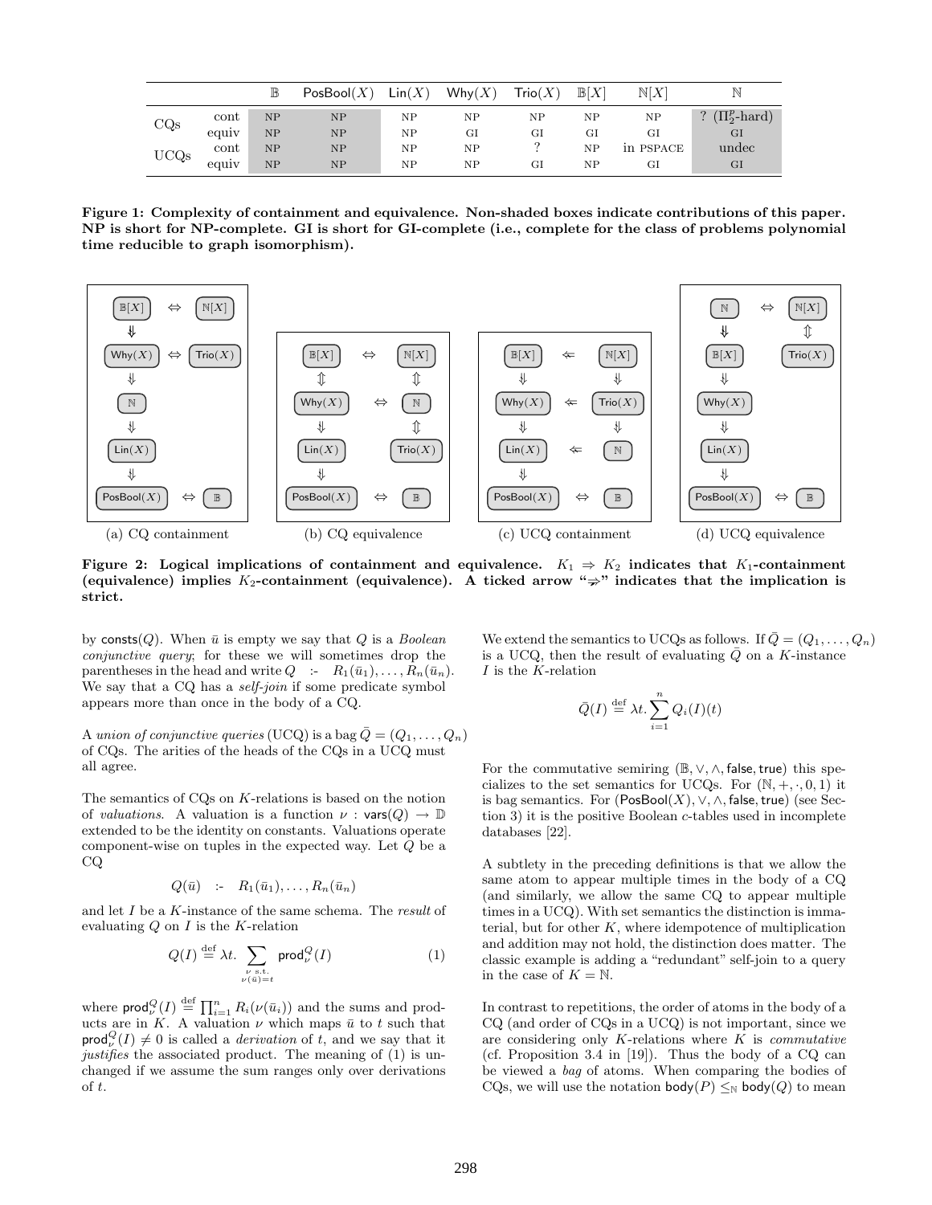| | | $\mathbb{B}$ | $\mathsf{PosBool}(X)$ | $\mathsf{Lin}(X)$ | $\mathsf{Why}(X)$ | $\mathsf{Trio}(X)$ | $\mathbb{B}[X]$ | $\mathbb{N}[X]$ | $\mathbb{N}$ |
|---|---|---|---|---|---|---|---|---|---|
| CQs | cont | NP | NP | NP | NP | NP | NP | NP | ? ($\Pi_2^p$-hard) |
| | equiv | NP | NP | NP | GI | GI | GI | GI | GI |
| UCQs | cont | NP | NP | NP | NP | ? | NP | in PSPACE | undec |
| | equiv | NP | NP | NP | NP | GI | NP | GI | GI |

**Figure 1: Complexity of containment and equivalence. Non-shaded boxes indicate contributions of this paper. NP is short for NP-complete. GI is short for GI-complete (i.e., complete for the class of problems polynomial time reducible to graph isomorphism).**

(a) CQ containment (b) CQ equivalence (c) UCQ containment (d) UCQ equivalence

**Figure 2: Logical implications of containment and equivalence. $K_1 \Rightarrow K_2$ indicates that $K_1$-containment (equivalence) implies $K_2$-containment (equivalence). A ticked arrow "$\not\Rightarrow$" indicates that the implication is strict.**

by $\mathsf{consts}(Q)$. When $\bar{u}$ is empty we say that $Q$ is a *Boolean conjunctive query*; for these we will sometimes drop the parentheses in the head and write $Q \;\text{:-}\; R_1(\bar{u}_1), \ldots, R_n(\bar{u}_n)$. We say that a CQ has a *self-join* if some predicate symbol appears more than once in the body of a CQ.

A *union of conjunctive queries* (UCQ) is a bag $\bar{Q} = (Q_1, \ldots, Q_n)$ of CQs. The arities of the heads of the CQs in a UCQ must all agree.

The semantics of CQs on $K$-relations is based on the notion of *valuations*. A valuation is a function $\nu : \mathsf{vars}(Q) \to \mathbb{D}$ extended to be the identity on constants. Valuations operate component-wise on tuples in the expected way. Let $Q$ be a CQ

$$Q(\bar{u}) \;\text{:-}\; R_1(\bar{u}_1), \ldots, R_n(\bar{u}_n)$$

and let $I$ be a $K$-instance of the same schema. The *result* of evaluating $Q$ on $I$ is the $K$-relation

$$Q(I) \stackrel{\text{def}}{=} \lambda t. \sum_{\substack{\nu \text{ s.t.} \\ \nu(\bar{u})=t}} \mathsf{prod}_\nu^Q(I) \tag{1}$$

where $\mathsf{prod}_\nu^Q(I) \stackrel{\text{def}}{=} \prod_{i=1}^n R_i(\nu(\bar{u}_i))$ and the sums and products are in $K$. A valuation $\nu$ which maps $\bar{u}$ to $t$ such that $\mathsf{prod}_\nu^Q(I) \neq 0$ is called a *derivation* of $t$, and we say that it *justifies* the associated product. The meaning of (1) is unchanged if we assume the sum ranges only over derivations of $t$.

We extend the semantics to UCQs as follows. If $\bar{Q} = (Q_1, \ldots, Q_n)$ is a UCQ, then the result of evaluating $\bar{Q}$ on a $K$-instance $I$ is the $K$-relation

$$\bar{Q}(I) \stackrel{\text{def}}{=} \lambda t. \sum_{i=1}^n Q_i(I)(t)$$

For the commutative semiring $(\mathbb{B}, \vee, \wedge, \mathsf{false}, \mathsf{true})$ this specializes to the set semantics for UCQs. For $(\mathbb{N}, +, \cdot, 0, 1)$ it is bag semantics. For $(\mathsf{PosBool}(X), \vee, \wedge, \mathsf{false}, \mathsf{true})$ (see Section 3) it is the positive Boolean $c$-tables used in incomplete databases [22].

A subtlety in the preceding definitions is that we allow the same atom to appear multiple times in the body of a CQ (and similarly, we allow the same CQ to appear multiple times in a UCQ). With set semantics the distinction is immaterial, but for other $K$, where idempotence of multiplication and addition may not hold, the distinction does matter. The classic example is adding a "redundant" self-join to a query in the case of $K = \mathbb{N}$.

In contrast to repetitions, the order of atoms in the body of a CQ (and order of CQs in a UCQ) is not important, since we are considering only $K$-relations where $K$ is *commutative* (cf. Proposition 3.4 in [19]). Thus the body of a CQ can be viewed a *bag* of atoms. When comparing the bodies of CQs, we will use the notation $\mathsf{body}(P) \leq_{\mathbb{N}} \mathsf{body}(Q)$ to mean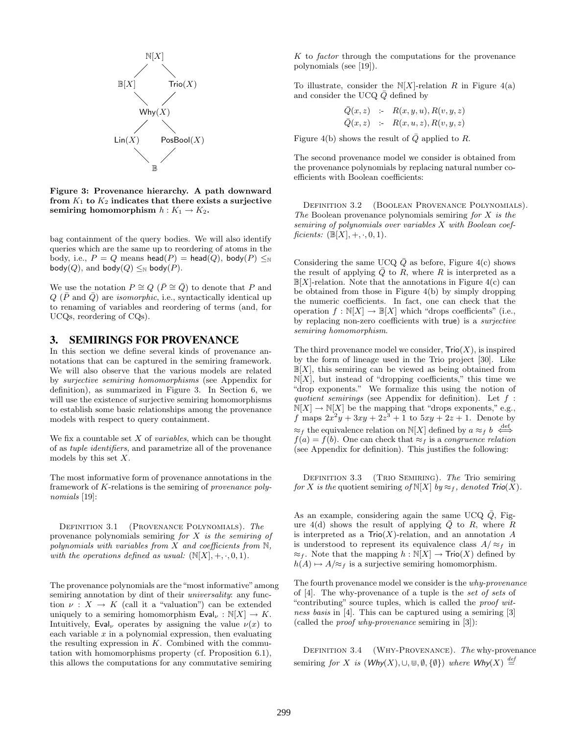$$
\begin{array}{ccc}
 & \mathbb{N}[X] & \\
\mathbb{B}[X] & & \mathsf{Trio}(X) \\
 & \mathsf{Why}(X) & \\
\mathsf{Lin}(X) & & \mathsf{PosBool}(X) \\
 & \mathbb{B} &
\end{array}
$$

**Figure 3: Provenance hierarchy. A path downward from $K_1$ to $K_2$ indicates that there exists a surjective semiring homomorphism $h : K_1 \to K_2$.**

bag containment of the query bodies. We will also identify queries which are the same up to reordering of atoms in the body, i.e., $P = Q$ means $\mathsf{head}(P) = \mathsf{head}(Q)$, $\mathsf{body}(P) \leq_{\mathbb{N}} \mathsf{body}(Q)$, and $\mathsf{body}(Q) \leq_{\mathbb{N}} \mathsf{body}(P)$.

We use the notation $P \cong Q$ ($\bar{P} \cong \bar{Q}$) to denote that $P$ and $Q$ ($\bar{P}$ and $\bar{Q}$) are *isomorphic*, i.e., syntactically identical up to renaming of variables and reordering of terms (and, for UCQs, reordering of CQs).

## 3. SEMIRINGS FOR PROVENANCE

In this section we define several kinds of provenance annotations that can be captured in the semiring framework. We will also observe that the various models are related by *surjective semiring homomorphisms* (see Appendix for definition), as summarized in Figure 3. In Section 6, we will use the existence of surjective semiring homomorphisms to establish some basic relationships among the provenance models with respect to query containment.

We fix a countable set $X$ of *variables*, which can be thought of as *tuple identifiers*, and parametrize all of the provenance models by this set $X$.

The most informative form of provenance annotations in the framework of $K$-relations is the semiring of *provenance polynomials* [19]:

Definition 3.1 (Provenance Polynomials). *The* provenance polynomials semiring *for $X$ is the semiring of polynomials with variables from $X$ and coefficients from $\mathbb{N}$, with the operations defined as usual: $(\mathbb{N}[X], +, \cdot, 0, 1)$.*

The provenance polynomials are the "most informative" among semiring annotation by dint of their *universality*: any function $\nu : X \to K$ (call it a "valuation") can be extended uniquely to a semiring homomorphism $\mathsf{Eval}_\nu : \mathbb{N}[X] \to K$. Intuitively, $\mathsf{Eval}_\nu$ operates by assigning the value $\nu(x)$ to each variable $x$ in a polynomial expression, then evaluating the resulting expression in $K$. Combined with the commutation with homomorphisms property (cf. Proposition 6.1), this allows the computations for any commutative semiring $K$ to *factor* through the computations for the provenance polynomials (see [19]).

To illustrate, consider the $\mathbb{N}[X]$-relation $R$ in Figure 4(a) and consider the UCQ $\bar{Q}$ defined by

$$
\begin{aligned}
\bar{Q}(x, z) &\ \text{:-}\ R(x, y, u), R(v, y, z) \\
\bar{Q}(x, z) &\ \text{:-}\ R(x, u, z), R(v, y, z)
\end{aligned}
$$

Figure 4(b) shows the result of $\bar{Q}$ applied to $R$.

The second provenance model we consider is obtained from the provenance polynomials by replacing natural number coefficients with Boolean coefficients:

Definition 3.2 (Boolean Provenance Polynomials). *The* Boolean provenance polynomials semiring *for $X$ is the semiring of polynomials over variables $X$ with Boolean coefficients: $(\mathbb{B}[X], +, \cdot, 0, 1)$.*

Considering the same UCQ $\bar{Q}$ as before, Figure 4(c) shows the result of applying $\bar{Q}$ to $R$, where $R$ is interpreted as a $\mathbb{B}[X]$-relation. Note that the annotations in Figure 4(c) can be obtained from those in Figure 4(b) by simply dropping the numeric coefficients. In fact, one can check that the operation $f : \mathbb{N}[X] \to \mathbb{B}[X]$ which "drops coefficients" (i.e., by replacing non-zero coefficients with true) is a *surjective semiring homomorphism*.

The third provenance model we consider, $\mathsf{Trio}(X)$, is inspired by the form of lineage used in the Trio project [30]. Like $\mathbb{B}[X]$, this semiring can be viewed as being obtained from $\mathbb{N}[X]$, but instead of "dropping coefficients," this time we "drop exponents." We formalize this using the notion of *quotient semirings* (see Appendix for definition). Let $f : \mathbb{N}[X] \to \mathbb{N}[X]$ be the mapping that "drops exponents," e.g., $f$ maps $2x^2y + 3xy + 2z^3 + 1$ to $5xy + 2z + 1$. Denote by $\approx_f$ the equivalence relation on $\mathbb{N}[X]$ defined by $a \approx_f b \overset{\text{def}}{\iff} f(a) = f(b)$. One can check that $\approx_f$ is a *congruence relation* (see Appendix for definition). This justifies the following:

Definition 3.3 (Trio Semiring). *The* Trio semiring *for $X$ is the* quotient semiring *of $\mathbb{N}[X]$ by $\approx_f$, denoted $\mathsf{Trio}(X)$.*

As an example, considering again the same UCQ $\bar{Q}$, Figure 4(d) shows the result of applying $\bar{Q}$ to $R$, where $R$ is interpreted as a $\mathsf{Trio}(X)$-relation, and an annotation $A$ is understood to represent its equivalence class $A/\approx_f$ in $\approx_f$. Note that the mapping $h : \mathbb{N}[X] \to \mathsf{Trio}(X)$ defined by $h(A) \mapsto A/\approx_f$ is a surjective semiring homomorphism.

The fourth provenance model we consider is the *why-provenance* of [4]. The why-provenance of a tuple is the *set of sets* of "contributing" source tuples, which is called the *proof witness basis* in [4]. This can be captured using a semiring [3] (called the *proof why-provenance* semiring in [3]):

Definition 3.4 (Why-Provenance). *The* why-provenance semiring *for $X$ is $(\mathsf{Why}(X), \cup, \uplus, \emptyset, \{\emptyset\})$ where $\mathsf{Why}(X) \overset{\text{def}}{=}$*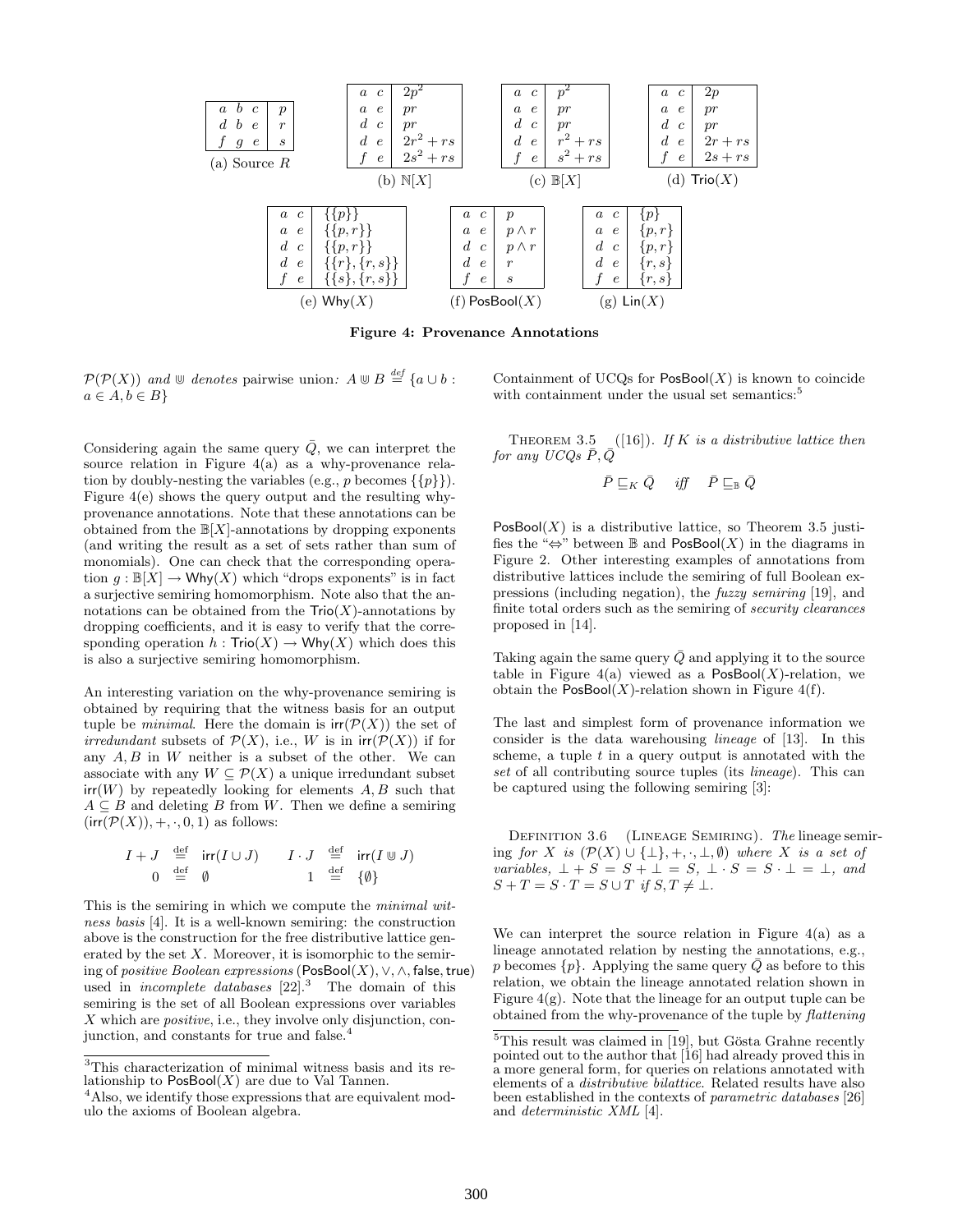| | | | |
|---|---|---|---|
| $a$ | $b$ | $c$ | $p$ |
| $d$ | $b$ | $e$ | $r$ |
| $f$ | $g$ | $e$ | $s$ |

(a) Source $R$

| | | |
|---|---|---|
| $a$ | $c$ | $2p^2$ |
| $a$ | $e$ | $pr$ |
| $d$ | $c$ | $pr$ |
| $d$ | $e$ | $2r^2 + rs$ |
| $f$ | $e$ | $2s^2 + rs$ |

(b) $\mathbb{N}[X]$

| | | |
|---|---|---|
| $a$ | $c$ | $p^2$ |
| $a$ | $e$ | $pr$ |
| $d$ | $c$ | $pr$ |
| $d$ | $e$ | $r^2 + rs$ |
| $f$ | $e$ | $s^2 + rs$ |

(c) $\mathbb{B}[X]$

| | | |
|---|---|---|
| $a$ | $c$ | $2p$ |
| $a$ | $e$ | $pr$ |
| $d$ | $c$ | $pr$ |
| $d$ | $e$ | $2r + rs$ |
| $f$ | $e$ | $2s + rs$ |

(d) $\mathsf{Trio}(X)$

| | | |
|---|---|---|
| $a$ | $c$ | $\{\{p\}\}$ |
| $a$ | $e$ | $\{\{p, r\}\}$ |
| $d$ | $c$ | $\{\{p, r\}\}$ |
| $d$ | $e$ | $\{\{r\}, \{r, s\}\}$ |
| $f$ | $e$ | $\{\{s\}, \{r, s\}\}$ |

(e) $\mathsf{Why}(X)$

| | | |
|---|---|---|
| $a$ | $c$ | $p$ |
| $a$ | $e$ | $p \wedge r$ |
| $d$ | $c$ | $p \wedge r$ |
| $d$ | $e$ | $r$ |
| $f$ | $e$ | $s$ |

(f) $\mathsf{PosBool}(X)$

| | | |
|---|---|---|
| $a$ | $c$ | $\{p\}$ |
| $a$ | $e$ | $\{p, r\}$ |
| $d$ | $c$ | $\{p, r\}$ |
| $d$ | $e$ | $\{r, s\}$ |
| $f$ | $e$ | $\{r, s\}$ |

(g) $\mathsf{Lin}(X)$

**Figure 4: Provenance Annotations**

$\mathcal{P}(\mathcal{P}(X))$ *and* $\Cup$ *denotes* pairwise union: $A \Cup B \stackrel{def}{=} \{a \cup b : a \in A, b \in B\}$

Considering again the same query $\bar{Q}$, we can interpret the source relation in Figure 4(a) as a why-provenance relation by doubly-nesting the variables (e.g., $p$ becomes $\{\{p\}\}$). Figure 4(e) shows the query output and the resulting why-provenance annotations. Note that these annotations can be obtained from the $\mathbb{B}[X]$-annotations by dropping exponents (and writing the result as a set of sets rather than sum of monomials). One can check that the corresponding operation $g : \mathbb{B}[X] \to \mathsf{Why}(X)$ which "drops exponents" is in fact a surjective semiring homomorphism. Note also that the annotations can be obtained from the $\mathsf{Trio}(X)$-annotations by dropping coefficients, and it is easy to verify that the corresponding operation $h : \mathsf{Trio}(X) \to \mathsf{Why}(X)$ which does this is also a surjective semiring homomorphism.

An interesting variation on the why-provenance semiring is obtained by requiring that the witness basis for an output tuple be *minimal*. Here the domain is $\mathsf{irr}(\mathcal{P}(X))$ the set of *irredundant* subsets of $\mathcal{P}(X)$, i.e., $W$ is in $\mathsf{irr}(\mathcal{P}(X))$ if for any $A, B$ in $W$ neither is a subset of the other. We can associate with any $W \subseteq \mathcal{P}(X)$ a unique irredundant subset $\mathsf{irr}(W)$ by repeatedly looking for elements $A, B$ such that $A \subseteq B$ and deleting $B$ from $W$. Then we define a semiring $(\mathsf{irr}(\mathcal{P}(X)), +, \cdot, 0, 1)$ as follows:

$$I + J \stackrel{\text{def}}{=} \mathsf{irr}(I \cup J) \qquad I \cdot J \stackrel{\text{def}}{=} \mathsf{irr}(I \Cup J)$$
$$0 \stackrel{\text{def}}{=} \emptyset \qquad\qquad 1 \stackrel{\text{def}}{=} \{\emptyset\}$$

This is the semiring in which we compute the *minimal witness basis* [4]. It is a well-known semiring: the construction above is the construction for the free distributive lattice generated by the set $X$. Moreover, it is isomorphic to the semiring of *positive Boolean expressions* $(\mathsf{PosBool}(X), \vee, \wedge, \mathsf{false}, \mathsf{true})$ used in *incomplete databases* [22].[3] The domain of this semiring is the set of all Boolean expressions over variables $X$ which are *positive*, i.e., they involve only disjunction, conjunction, and constants for true and false.[4]

Containment of UCQs for $\mathsf{PosBool}(X)$ is known to coincide with containment under the usual set semantics:[5]

THEOREM 3.5 ([16]). *If $K$ is a distributive lattice then for any UCQs $\bar{P}, \bar{Q}$*

$$\bar{P} \sqsubseteq_K \bar{Q} \quad \textit{iff} \quad \bar{P} \sqsubseteq_{\mathbb{B}} \bar{Q}$$

$\mathsf{PosBool}(X)$ is a distributive lattice, so Theorem 3.5 justifies the "$\Leftrightarrow$" between $\mathbb{B}$ and $\mathsf{PosBool}(X)$ in the diagrams in Figure 2. Other interesting examples of annotations from distributive lattices include the semiring of full Boolean expressions (including negation), the *fuzzy semiring* [19], and finite total orders such as the semiring of *security clearances* proposed in [14].

Taking again the same query $\bar{Q}$ and applying it to the source table in Figure 4(a) viewed as a $\mathsf{PosBool}(X)$-relation, we obtain the $\mathsf{PosBool}(X)$-relation shown in Figure 4(f).

The last and simplest form of provenance information we consider is the data warehousing *lineage* of [13]. In this scheme, a tuple $t$ in a query output is annotated with the *set* of all contributing source tuples (its *lineage*). This can be captured using the following semiring [3]:

DEFINITION 3.6 (LINEAGE SEMIRING). *The* lineage semiring *for $X$ is $(\mathcal{P}(X) \cup \{\bot\}, +, \cdot, \bot, \emptyset)$ where $X$ is a set of variables, $\bot + S = S + \bot = S$, $\bot \cdot S = S \cdot \bot = \bot$, and $S + T = S \cdot T = S \cup T$ if $S, T \neq \bot$.*

We can interpret the source relation in Figure 4(a) as a lineage annotated relation by nesting the annotations, e.g., $p$ becomes $\{p\}$. Applying the same query $\bar{Q}$ as before to this relation, we obtain the lineage annotated relation shown in Figure 4(g). Note that the lineage for an output tuple can be obtained from the why-provenance of the tuple by *flattening*

---

[3] This characterization of minimal witness basis and its relationship to $\mathsf{PosBool}(X)$ are due to Val Tannen.

[4] Also, we identify those expressions that are equivalent modulo the axioms of Boolean algebra.

[5] This result was claimed in [19], but Gösta Grahne recently pointed out to the author that [16] had already proved this in a more general form, for queries on relations annotated with elements of a *distributive bilattice*. Related results have also been established in the contexts of *parametric databases* [26] and *deterministic XML* [4].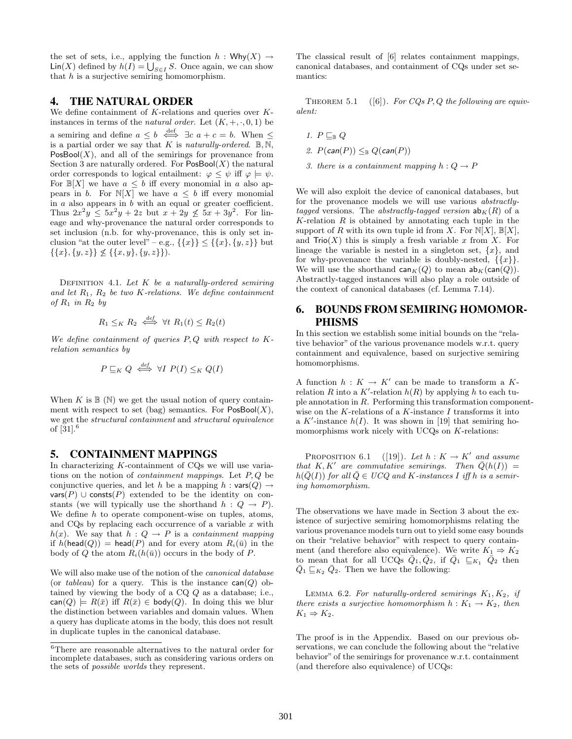the set of sets, i.e., applying the function $h : \mathsf{Why}(X) \to \mathsf{Lin}(X)$ defined by $h(I) = \bigcup_{S \in I} S$. Once again, we can show that $h$ is a surjective semiring homomorphism.

## 4. THE NATURAL ORDER

We define containment of $K$-relations and queries over $K$-instances in terms of the *natural order*. Let $(K, +, \cdot, 0, 1)$ be a semiring and define $a \le b \stackrel{\text{def}}{\iff} \exists c\ a + c = b$. When $\le$ is a partial order we say that $K$ is *naturally-ordered*. $\mathbb{B}, \mathbb{N}$, $\mathsf{PosBool}(X)$, and all of the semirings for provenance from Section 3 are naturally ordered. For $\mathsf{PosBool}(X)$ the natural order corresponds to logical entailment: $\varphi \le \psi$ iff $\varphi \models \psi$. For $\mathbb{B}[X]$ we have $a \le b$ iff every monomial in $a$ also appears in $b$. For $\mathbb{N}[X]$ we have $a \le b$ iff every monomial in $a$ also appears in $b$ with an equal or greater coefficient. Thus $2x^2y \le 5x^2y + 2z$ but $x + 2y \not\le 5x + 3y^2$. For lineage and why-provenance the natural order corresponds to set inclusion (n.b. for why-provenance, this is only set inclusion "at the outer level" – e.g., $\{\{x\}\} \le \{\{x\}, \{y, z\}\}$ but $\{\{x\}, \{y, z\}\} \not\le \{\{x, y\}, \{y, z\}\}$).

Definition 4.1. *Let $K$ be a naturally-ordered semiring and let $R_1$, $R_2$ be two $K$-relations. We define containment of $R_1$ in $R_2$ by*

$$R_1 \le_K R_2 \stackrel{def}{\iff} \forall t\ R_1(t) \le R_2(t)$$

*We define containment of queries $P, Q$ with respect to $K$-relation semantics by*

$$P \sqsubseteq_K Q \stackrel{def}{\iff} \forall I\ P(I) \le_K Q(I)$$

When $K$ is $\mathbb{B}$ ($\mathbb{N}$) we get the usual notion of query containment with respect to set (bag) semantics. For $\mathsf{PosBool}(X)$, we get the *structural containment* and *structural equivalence* of [31].[6]

## 5. CONTAINMENT MAPPINGS

In characterizing $K$-containment of CQs we will use variations on the notion of *containment mappings*. Let $P, Q$ be conjunctive queries, and let $h$ be a mapping $h : \mathsf{vars}(Q) \to \mathsf{vars}(P) \cup \mathsf{consts}(P)$ extended to be the identity on constants (we will typically use the shorthand $h : Q \to P$). We define $h$ to operate component-wise on tuples, atoms, and CQs by replacing each occurrence of a variable $x$ with $h(x)$. We say that $h : Q \to P$ is a *containment mapping* if $h(\mathsf{head}(Q)) = \mathsf{head}(P)$ and for every atom $R_i(\bar{u})$ in the body of $Q$ the atom $R_i(h(\bar{u}))$ occurs in the body of $P$.

We will also make use of the notion of the *canonical database* (or *tableau*) for a query. This is the instance $\mathsf{can}(Q)$ obtained by viewing the body of a CQ $Q$ as a database; i.e., $\mathsf{can}(Q) \models R(\bar{x})$ iff $R(\bar{x}) \in \mathsf{body}(Q)$. In doing this we blur the distinction between variables and domain values. When a query has duplicate atoms in the body, this does not result in duplicate tuples in the canonical database.

[6] There are reasonable alternatives to the natural order for incomplete databases, such as considering various orders on the sets of *possible worlds* they represent.

The classical result of [6] relates containment mappings, canonical databases, and containment of CQs under set semantics:

Theorem 5.1 ([6]). *For CQs $P, Q$ the following are equivalent:*

1. *$P \sqsubseteq_{\mathbb{B}} Q$*
2. *$P(\mathsf{can}(P)) \le_{\mathbb{B}} Q(\mathsf{can}(P))$*
3. *there is a containment mapping $h : Q \to P$*

We will also exploit the device of canonical databases, but for the provenance models we will use various *abstractly-tagged* versions. The *abstractly-tagged version* $\mathsf{ab}_K(R)$ of a $K$-relation $R$ is obtained by annotating each tuple in the support of $R$ with its own tuple id from $X$. For $\mathbb{N}[X]$, $\mathbb{B}[X]$, and $\mathsf{Trio}(X)$ this is simply a fresh variable $x$ from $X$. For lineage the variable is nested in a singleton set, $\{x\}$, and for why-provenance the variable is doubly-nested, $\{\{x\}\}$. We will use the shorthand $\mathsf{can}_K(Q)$ to mean $\mathsf{ab}_K(\mathsf{can}(Q))$. Abstractly-tagged instances will also play a role outside of the context of canonical databases (cf. Lemma 7.14).

## 6. BOUNDS FROM SEMIRING HOMOMORPHISMS

In this section we establish some initial bounds on the "relative behavior" of the various provenance models w.r.t. query containment and equivalence, based on surjective semiring homomorphisms.

A function $h : K \to K'$ can be made to transform a $K$-relation $R$ into a $K'$-relation $h(R)$ by applying $h$ to each tuple annotation in $R$. Performing this transformation component-wise on the $K$-relations of a $K$-instance $I$ transforms it into a $K'$-instance $h(I)$. It was shown in [19] that semiring homomorphisms work nicely with UCQs on $K$-relations:

Proposition 6.1 ([19]). *Let $h : K \to K'$ and assume that $K, K'$ are commutative semirings. Then $\bar{Q}(h(I)) = h(\bar{Q}(I))$ for all $\bar{Q} \in UCQ$ and $K$-instances $I$ iff $h$ is a semiring homomorphism.*

The observations we have made in Section 3 about the existence of surjective semiring homomorphisms relating the various provenance models turn out to yield some easy bounds on their "relative behavior" with respect to query containment (and therefore also equivalence). We write $K_1 \Rightarrow K_2$ to mean that for all UCQs $\bar{Q}_1, \bar{Q}_2$, if $\bar{Q}_1 \sqsubseteq_{K_1} \bar{Q}_2$ then $\bar{Q}_1 \sqsubseteq_{K_2} \bar{Q}_2$. Then we have the following:

Lemma 6.2. *For naturally-ordered semirings $K_1, K_2$, if there exists a surjective homomorphism $h : K_1 \to K_2$, then $K_1 \Rightarrow K_2$.*

The proof is in the Appendix. Based on our previous observations, we can conclude the following about the "relative behavior" of the semirings for provenance w.r.t. containment (and therefore also equivalence) of UCQs: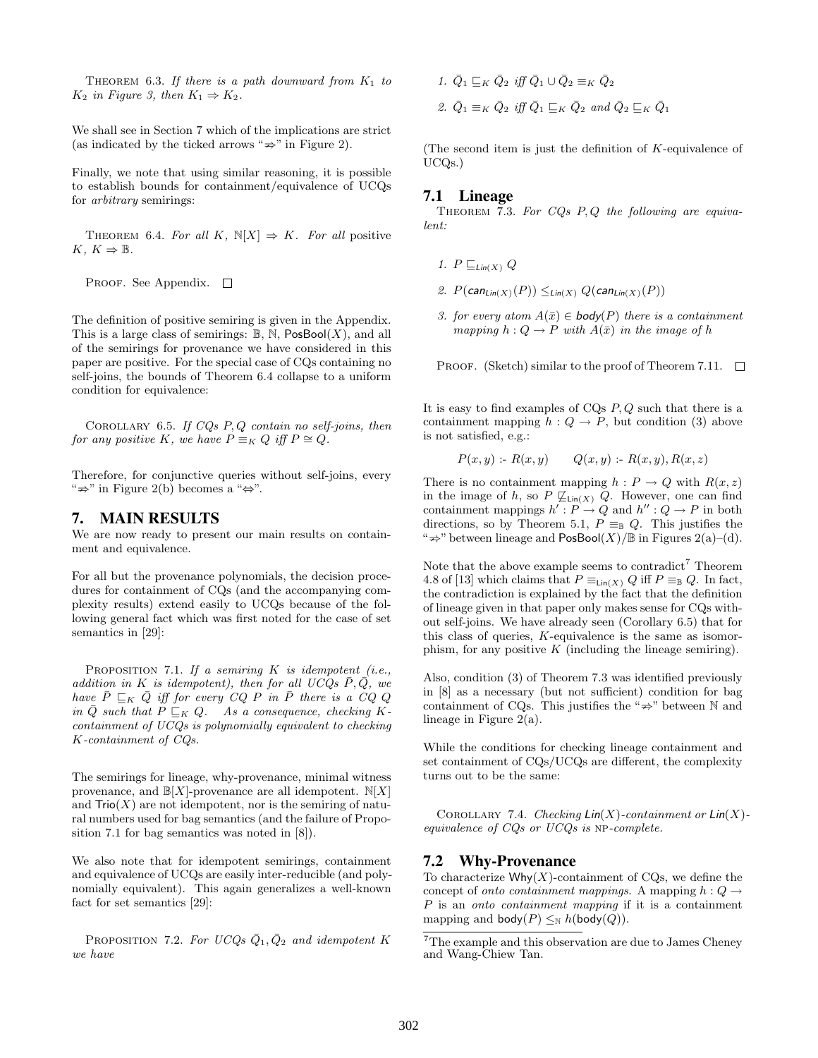THEOREM 6.3. *If there is a path downward from $K_1$ to $K_2$ in Figure 3, then $K_1 \Rightarrow K_2$.*

We shall see in Section 7 which of the implications are strict (as indicated by the ticked arrows "$\not\Rightarrow$" in Figure 2).

Finally, we note that using similar reasoning, it is possible to establish bounds for containment/equivalence of UCQs for *arbitrary* semirings:

THEOREM 6.4. *For all $K$, $\mathbb{N}[X] \Rightarrow K$. For all* positive *$K$, $K \Rightarrow \mathbb{B}$.*

PROOF. See Appendix. □

The definition of positive semiring is given in the Appendix. This is a large class of semirings: $\mathbb{B}$, $\mathbb{N}$, $\mathsf{PosBool}(X)$, and all of the semirings for provenance we have considered in this paper are positive. For the special case of CQs containing no self-joins, the bounds of Theorem 6.4 collapse to a uniform condition for equivalence:

COROLLARY 6.5. *If CQs $P, Q$ contain no self-joins, then for any positive $K$, we have $P \equiv_K Q$ iff $P \cong Q$.*

Therefore, for conjunctive queries without self-joins, every "$\not\Rightarrow$" in Figure 2(b) becomes a "$\Leftrightarrow$".

# 7. MAIN RESULTS

We are now ready to present our main results on containment and equivalence.

For all but the provenance polynomials, the decision procedures for containment of CQs (and the accompanying complexity results) extend easily to UCQs because of the following general fact which was first noted for the case of set semantics in [29]:

PROPOSITION 7.1. *If a semiring $K$ is idempotent (i.e., addition in $K$ is idempotent), then for all UCQs $\bar{P}, \bar{Q}$, we have $\bar{P} \sqsubseteq_K \bar{Q}$ iff for every CQ $P$ in $\bar{P}$ there is a CQ $Q$ in $\bar{Q}$ such that $P \sqsubseteq_K Q$. As a consequence, checking $K$-containment of UCQs is polynomially equivalent to checking $K$-containment of CQs.*

The semirings for lineage, why-provenance, minimal witness provenance, and $\mathbb{B}[X]$-provenance are all idempotent. $\mathbb{N}[X]$ and $\mathsf{Trio}(X)$ are not idempotent, nor is the semiring of natural numbers used for bag semantics (and the failure of Proposition 7.1 for bag semantics was noted in [8]).

We also note that for idempotent semirings, containment and equivalence of UCQs are easily inter-reducible (and polynomially equivalent). This again generalizes a well-known fact for set semantics [29]:

PROPOSITION 7.2. *For UCQs $\bar{Q}_1, \bar{Q}_2$ and idempotent $K$ we have*

1. *$\bar{Q}_1 \sqsubseteq_K \bar{Q}_2$ iff $\bar{Q}_1 \cup \bar{Q}_2 \equiv_K \bar{Q}_2$*
2. *$\bar{Q}_1 \equiv_K \bar{Q}_2$ iff $\bar{Q}_1 \sqsubseteq_K \bar{Q}_2$ and $\bar{Q}_2 \sqsubseteq_K \bar{Q}_1$*

(The second item is just the definition of $K$-equivalence of UCQs.)

## 7.1 Lineage

THEOREM 7.3. *For CQs $P, Q$ the following are equivalent:*

1. *$P \sqsubseteq_{\mathsf{Lin}(X)} Q$*
2. *$P(\mathsf{can}_{\mathsf{Lin}(X)}(P)) \leq_{\mathsf{Lin}(X)} Q(\mathsf{can}_{\mathsf{Lin}(X)}(P))$*
3. *for every atom $A(\bar{x}) \in \mathsf{body}(P)$ there is a containment mapping $h : Q \to P$ with $A(\bar{x})$ in the image of $h$*

PROOF. (Sketch) similar to the proof of Theorem 7.11. □

It is easy to find examples of CQs $P, Q$ such that there is a containment mapping $h : Q \to P$, but condition (3) above is not satisfied, e.g.:

$$P(x, y) \text{ :- } R(x, y) \qquad Q(x, y) \text{ :- } R(x, y), R(x, z)$$

There is no containment mapping $h : P \to Q$ with $R(x, z)$ in the image of $h$, so $P \not\sqsubseteq_{\mathsf{Lin}(X)} Q$. However, one can find containment mappings $h' : P \to Q$ and $h'' : Q \to P$ in both directions, so by Theorem 5.1, $P \equiv_{\mathbb{B}} Q$. This justifies the "$\not\Rightarrow$" between lineage and $\mathsf{PosBool}(X)/\mathbb{B}$ in Figures 2(a)–(d).

Note that the above example seems to contradict[7] Theorem 4.8 of [13] which claims that $P \equiv_{\mathsf{Lin}(X)} Q$ iff $P \equiv_{\mathbb{B}} Q$. In fact, the contradiction is explained by the fact that the definition of lineage given in that paper only makes sense for CQs without self-joins. We have already seen (Corollary 6.5) that for this class of queries, $K$-equivalence is the same as isomorphism, for any positive $K$ (including the lineage semiring).

Also, condition (3) of Theorem 7.3 was identified previously in [8] as a necessary (but not sufficient) condition for bag containment of CQs. This justifies the "$\not\Rightarrow$" between $\mathbb{N}$ and lineage in Figure 2(a).

While the conditions for checking lineage containment and set containment of CQs/UCQs are different, the complexity turns out to be the same:

COROLLARY 7.4. *Checking $\mathsf{Lin}(X)$-containment or $\mathsf{Lin}(X)$-equivalence of CQs or UCQs is NP-complete.*

## 7.2 Why-Provenance

To characterize $\mathsf{Why}(X)$-containment of CQs, we define the concept of *onto containment mappings*. A mapping $h : Q \to P$ is an *onto containment mapping* if it is a containment mapping and $\mathsf{body}(P) \leq_{\mathbb{N}} h(\mathsf{body}(Q))$.

[7] The example and this observation are due to James Cheney and Wang-Chiew Tan.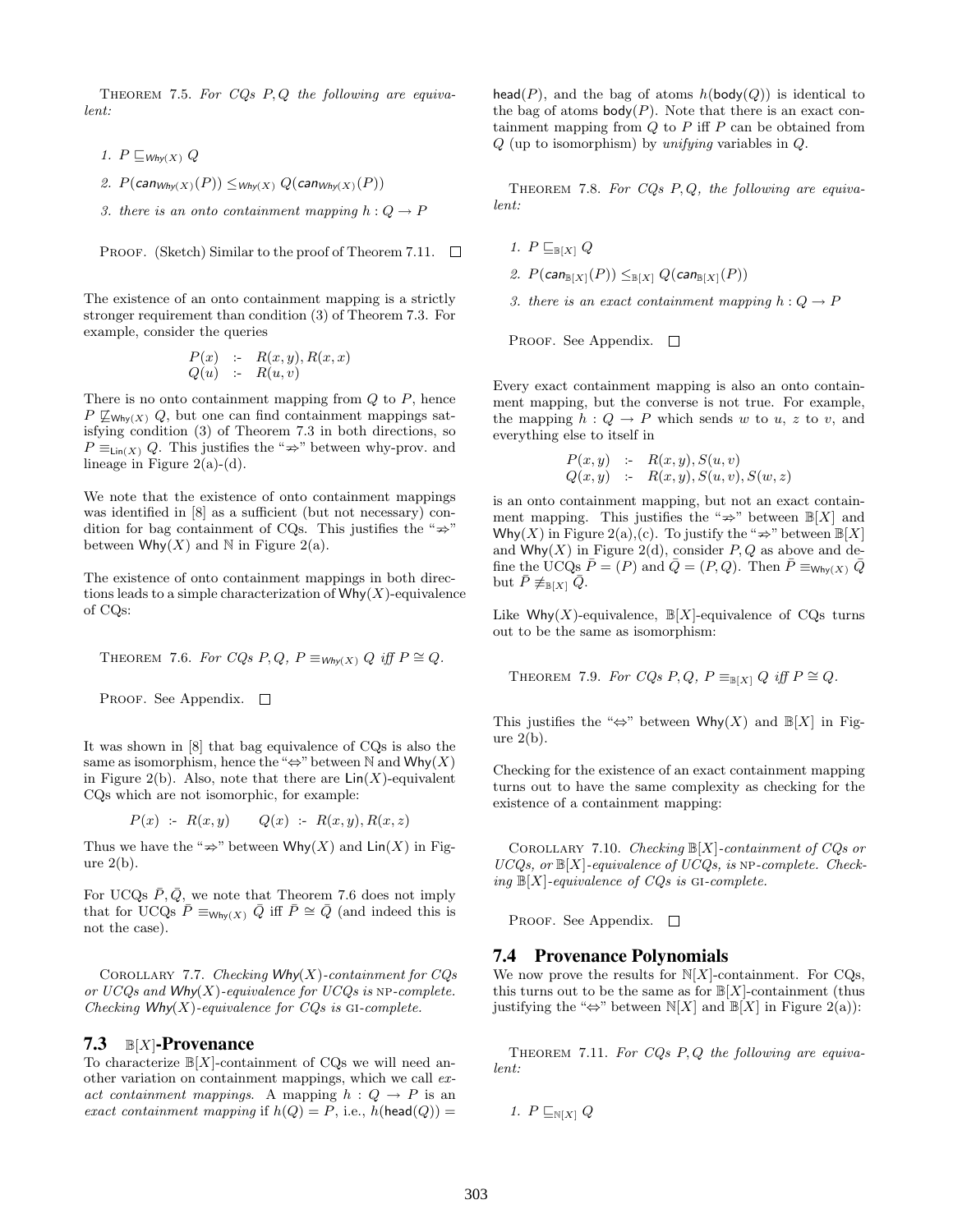THEOREM 7.5. *For CQs $P, Q$ the following are equivalent:*

1. $P \sqsubseteq_{\mathsf{Why}(X)} Q$
2. $P(\mathsf{can}_{\mathsf{Why}(X)}(P)) \leq_{\mathsf{Why}(X)} Q(\mathsf{can}_{\mathsf{Why}(X)}(P))$
3. *there is an onto containment mapping $h : Q \to P$*

PROOF. (Sketch) Similar to the proof of Theorem 7.11. □

The existence of an onto containment mapping is a strictly stronger requirement than condition (3) of Theorem 7.3. For example, consider the queries

$$\begin{array}{lll} P(x) & \text{:-} & R(x,y), R(x,x) \\ Q(u) & \text{:-} & R(u,v) \end{array}$$

There is no onto containment mapping from $Q$ to $P$, hence $P \not\sqsubseteq_{\mathsf{Why}(X)} Q$, but one can find containment mappings satisfying condition (3) of Theorem 7.3 in both directions, so $P \equiv_{\mathsf{Lin}(X)} Q$. This justifies the "$\not\Rightarrow$" between why-prov. and lineage in Figure 2(a)-(d).

We note that the existence of onto containment mappings was identified in [8] as a sufficient (but not necessary) condition for bag containment of CQs. This justifies the "$\not\Rightarrow$" between $\mathsf{Why}(X)$ and $\mathbb{N}$ in Figure 2(a).

The existence of onto containment mappings in both directions leads to a simple characterization of $\mathsf{Why}(X)$-equivalence of CQs:

THEOREM 7.6. *For CQs $P, Q$, $P \equiv_{\mathsf{Why}(X)} Q$ iff $P \cong Q$.*

PROOF. See Appendix. □

It was shown in [8] that bag equivalence of CQs is also the same as isomorphism, hence the "$\Leftrightarrow$" between $\mathbb{N}$ and $\mathsf{Why}(X)$ in Figure 2(b). Also, note that there are $\mathsf{Lin}(X)$-equivalent CQs which are not isomorphic, for example:

$$P(x) \text{ :- } R(x,y) \qquad Q(x) \text{ :- } R(x,y), R(x,z)$$

Thus we have the "$\not\Rightarrow$" between $\mathsf{Why}(X)$ and $\mathsf{Lin}(X)$ in Figure 2(b).

For UCQs $\bar{P}, \bar{Q}$, we note that Theorem 7.6 does not imply that for UCQs $\bar{P} \equiv_{\mathsf{Why}(X)} \bar{Q}$ iff $\bar{P} \cong \bar{Q}$ (and indeed this is not the case).

COROLLARY 7.7. *Checking $\mathsf{Why}(X)$-containment for CQs or UCQs and $\mathsf{Why}(X)$-equivalence for UCQs is* NP*-complete. Checking $\mathsf{Why}(X)$-equivalence for CQs is* GI*-complete.*

### 7.3 $\mathbb{B}[X]$-Provenance

To characterize $\mathbb{B}[X]$-containment of CQs we will need another variation on containment mappings, which we call *exact containment mappings*. A mapping $h : Q \to P$ is an *exact containment mapping* if $h(Q) = P$, i.e., $h(\mathsf{head}(Q)) = \mathsf{head}(P)$, and the bag of atoms $h(\mathsf{body}(Q))$ is identical to the bag of atoms $\mathsf{body}(P)$. Note that there is an exact containment mapping from $Q$ to $P$ iff $P$ can be obtained from $Q$ (up to isomorphism) by *unifying* variables in $Q$.

THEOREM 7.8. *For CQs $P, Q$, the following are equivalent:*

1. $P \sqsubseteq_{\mathbb{B}[X]} Q$
2. $P(\mathsf{can}_{\mathbb{B}[X]}(P)) \leq_{\mathbb{B}[X]} Q(\mathsf{can}_{\mathbb{B}[X]}(P))$
3. *there is an exact containment mapping $h : Q \to P$*

PROOF. See Appendix. □

Every exact containment mapping is also an onto containment mapping, but the converse is not true. For example, the mapping $h : Q \to P$ which sends $w$ to $u$, $z$ to $v$, and everything else to itself in

$$\begin{array}{lll} P(x,y) & \text{:-} & R(x,y), S(u,v) \\ Q(x,y) & \text{:-} & R(x,y), S(u,v), S(w,z) \end{array}$$

is an onto containment mapping, but not an exact containment mapping. This justifies the "$\not\Rightarrow$" between $\mathbb{B}[X]$ and $\mathsf{Why}(X)$ in Figure 2(a),(c). To justify the "$\not\Rightarrow$" between $\mathbb{B}[X]$ and $\mathsf{Why}(X)$ in Figure 2(d), consider $P, Q$ as above and define the UCQs $\bar{P} = (P)$ and $\bar{Q} = (P, Q)$. Then $\bar{P} \equiv_{\mathsf{Why}(X)} \bar{Q}$ but $\bar{P} \not\equiv_{\mathbb{B}[X]} \bar{Q}$.

Like $\mathsf{Why}(X)$-equivalence, $\mathbb{B}[X]$-equivalence of CQs turns out to be the same as isomorphism:

THEOREM 7.9. *For CQs $P, Q$, $P \equiv_{\mathbb{B}[X]} Q$ iff $P \cong Q$.*

This justifies the "$\Leftrightarrow$" between $\mathsf{Why}(X)$ and $\mathbb{B}[X]$ in Figure 2(b).

Checking for the existence of an exact containment mapping turns out to have the same complexity as checking for the existence of a containment mapping:

COROLLARY 7.10. *Checking $\mathbb{B}[X]$-containment of CQs or UCQs, or $\mathbb{B}[X]$-equivalence of UCQs, is* NP*-complete. Checking $\mathbb{B}[X]$-equivalence of CQs is* GI*-complete.*

PROOF. See Appendix. □

### 7.4 Provenance Polynomials

We now prove the results for $\mathbb{N}[X]$-containment. For CQs, this turns out to be the same as for $\mathbb{B}[X]$-containment (thus justifying the "$\Leftrightarrow$" between $\mathbb{N}[X]$ and $\mathbb{B}[X]$ in Figure 2(a)):

THEOREM 7.11. *For CQs $P, Q$ the following are equivalent:*

1. $P \sqsubseteq_{\mathbb{N}[X]} Q$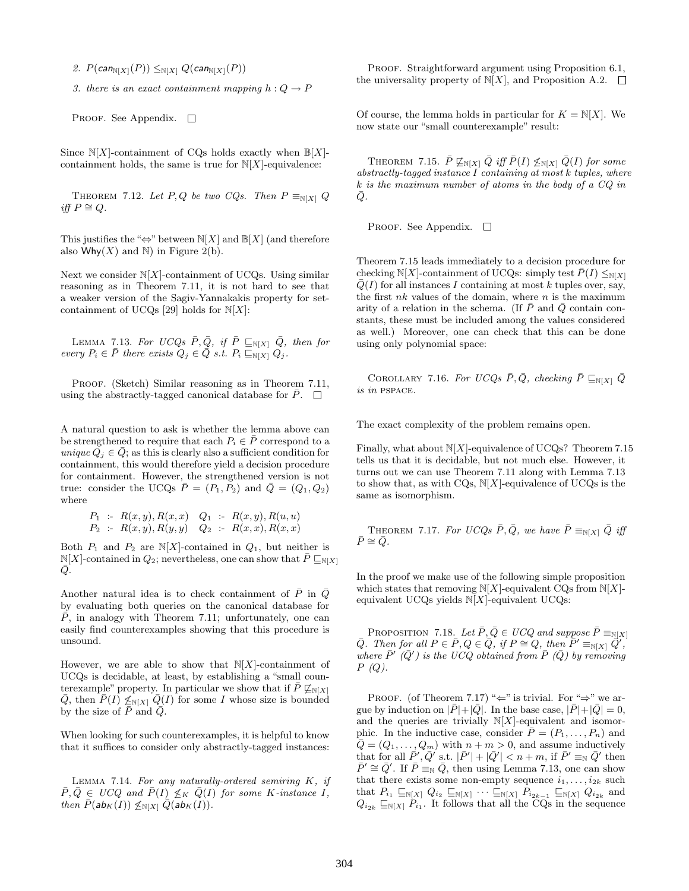2. $P(\mathsf{can}_{\mathbb{N}[X]}(P)) \leq_{\mathbb{N}[X]} Q(\mathsf{can}_{\mathbb{N}[X]}(P))$

3. there is an exact containment mapping $h : Q \to P$

PROOF. See Appendix. □

Since $\mathbb{N}[X]$-containment of CQs holds exactly when $\mathbb{B}[X]$-containment holds, the same is true for $\mathbb{N}[X]$-equivalence:

THEOREM 7.12. *Let $P, Q$ be two CQs. Then $P \equiv_{\mathbb{N}[X]} Q$ iff $P \cong Q$.*

This justifies the "⇔" between $\mathbb{N}[X]$ and $\mathbb{B}[X]$ (and therefore also $\mathsf{Why}(X)$ and $\mathbb{N}$) in Figure 2(b).

Next we consider $\mathbb{N}[X]$-containment of UCQs. Using similar reasoning as in Theorem 7.11, it is not hard to see that a weaker version of the Sagiv-Yannakakis property for set-containment of UCQs [29] holds for $\mathbb{N}[X]$:

LEMMA 7.13. *For UCQs $\bar{P}, \bar{Q}$, if $\bar{P} \sqsubseteq_{\mathbb{N}[X]} \bar{Q}$, then for every $P_i \in \bar{P}$ there exists $Q_j \in \bar{Q}$ s.t. $P_i \sqsubseteq_{\mathbb{N}[X]} Q_j$.*

PROOF. (Sketch) Similar reasoning as in Theorem 7.11, using the abstractly-tagged canonical database for $\bar{P}$. □

A natural question to ask is whether the lemma above can be strengthened to require that each $P_i \in \bar{P}$ correspond to a *unique* $Q_j \in \bar{Q}$; as this is clearly also a sufficient condition for containment, this would therefore yield a decision procedure for containment. However, the strengthened version is not true: consider the UCQs $\bar{P} = (P_1, P_2)$ and $\bar{Q} = (Q_1, Q_2)$ where

$$\begin{array}{llll} P_1 & \text{:-}\ R(x,y), R(x,x) & Q_1 & \text{:-}\ R(x,y), R(u,u) \\ P_2 & \text{:-}\ R(x,y), R(y,y) & Q_2 & \text{:-}\ R(x,x), R(x,x) \end{array}$$

Both $P_1$ and $P_2$ are $\mathbb{N}[X]$-contained in $Q_1$, but neither is $\mathbb{N}[X]$-contained in $Q_2$; nevertheless, one can show that $\bar{P} \sqsubseteq_{\mathbb{N}[X]} \bar{Q}$.

Another natural idea is to check containment of $\bar{P}$ in $\bar{Q}$ by evaluating both queries on the canonical database for $\bar{P}$, in analogy with Theorem 7.11; unfortunately, one can easily find counterexamples showing that this procedure is unsound.

However, we are able to show that $\mathbb{N}[X]$-containment of UCQs is decidable, at least, by establishing a "small counterexample" property. In particular we show that if $\bar{P} \not\sqsubseteq_{\mathbb{N}[X]} \bar{Q}$, then $\bar{P}(I) \not\leq_{\mathbb{N}[X]} \bar{Q}(I)$ for some $I$ whose size is bounded by the size of $\bar{P}$ and $\bar{Q}$.

When looking for such counterexamples, it is helpful to know that it suffices to consider only abstractly-tagged instances:

LEMMA 7.14. *For any naturally-ordered semiring $K$, if $\bar{P}, \bar{Q} \in UCQ$ and $\bar{P}(I) \not\leq_K \bar{Q}(I)$ for some $K$-instance $I$, then $\bar{P}(\mathsf{ab}_K(I)) \not\leq_{\mathbb{N}[X]} \bar{Q}(\mathsf{ab}_K(I))$.*

PROOF. Straightforward argument using Proposition 6.1, the universality property of $\mathbb{N}[X]$, and Proposition A.2. □

Of course, the lemma holds in particular for $K = \mathbb{N}[X]$. We now state our "small counterexample" result:

THEOREM 7.15. *$\bar{P} \not\sqsubseteq_{\mathbb{N}[X]} \bar{Q}$ iff $\bar{P}(I) \not\leq_{\mathbb{N}[X]} \bar{Q}(I)$ for some abstractly-tagged instance $I$ containing at most $k$ tuples, where $k$ is the maximum number of atoms in the body of a CQ in $\bar{Q}$.*

PROOF. See Appendix. □

Theorem 7.15 leads immediately to a decision procedure for checking $\mathbb{N}[X]$-containment of UCQs: simply test $\bar{P}(I) \leq_{\mathbb{N}[X]} \bar{Q}(I)$ for all instances $I$ containing at most $k$ tuples over, say, the first $nk$ values of the domain, where $n$ is the maximum arity of a relation in the schema. (If $\bar{P}$ and $\bar{Q}$ contain constants, these must be included among the values considered as well.) Moreover, one can check that this can be done using only polynomial space:

COROLLARY 7.16. *For UCQs $\bar{P}, \bar{Q}$, checking $\bar{P} \sqsubseteq_{\mathbb{N}[X]} \bar{Q}$ is in* PSPACE.

The exact complexity of the problem remains open.

Finally, what about $\mathbb{N}[X]$-equivalence of UCQs? Theorem 7.15 tells us that it is decidable, but not much else. However, it turns out we can use Theorem 7.11 along with Lemma 7.13 to show that, as with CQs, $\mathbb{N}[X]$-equivalence of UCQs is the same as isomorphism.

THEOREM 7.17. *For UCQs $\bar{P}, \bar{Q}$, we have $\bar{P} \equiv_{\mathbb{N}[X]} \bar{Q}$ iff $\bar{P} \cong \bar{Q}$.*

In the proof we make use of the following simple proposition which states that removing $\mathbb{N}[X]$-equivalent CQs from $\mathbb{N}[X]$-equivalent UCQs yields $\mathbb{N}[X]$-equivalent UCQs:

PROPOSITION 7.18. *Let $\bar{P}, \bar{Q} \in UCQ$ and suppose $\bar{P} \equiv_{\mathbb{N}[X]} \bar{Q}$. Then for all $P \in \bar{P}, Q \in \bar{Q}$, if $P \cong Q$, then $\bar{P}' \equiv_{\mathbb{N}[X]} \bar{Q}'$, where $\bar{P}'$ ($\bar{Q}'$) is the UCQ obtained from $\bar{P}$ ($\bar{Q}$) by removing $P$ ($Q$).*

PROOF. (of Theorem 7.17) "⇐" is trivial. For "⇒" we argue by induction on $|\bar{P}| + |\bar{Q}|$. In the base case, $|\bar{P}| + |\bar{Q}| = 0$, and the queries are trivially $\mathbb{N}[X]$-equivalent and isomorphic. In the inductive case, consider $\bar{P} = (P_1, \ldots, P_n)$ and $\bar{Q} = (Q_1, \ldots, Q_m)$ with $n + m > 0$, and assume inductively that for all $\bar{P}', \bar{Q}'$ s.t. $|\bar{P}'| + |\bar{Q}'| < n + m$, if $\bar{P}' \equiv_{\mathbb{N}} \bar{Q}'$ then $\bar{P}' \cong \bar{Q}'$. If $\bar{P} \equiv_{\mathbb{N}} \bar{Q}$, then using Lemma 7.13, one can show that there exists some non-empty sequence $i_1, \ldots, i_{2k}$ such that $P_{i_1} \sqsubseteq_{\mathbb{N}[X]} Q_{i_2} \sqsubseteq_{\mathbb{N}[X]} \cdots \sqsubseteq_{\mathbb{N}[X]} P_{i_{2k-1}} \sqsubseteq_{\mathbb{N}[X]} Q_{i_{2k}}$ and $Q_{i_{2k}} \sqsubseteq_{\mathbb{N}[X]} P_{i_1}$. It follows that all the CQs in the sequence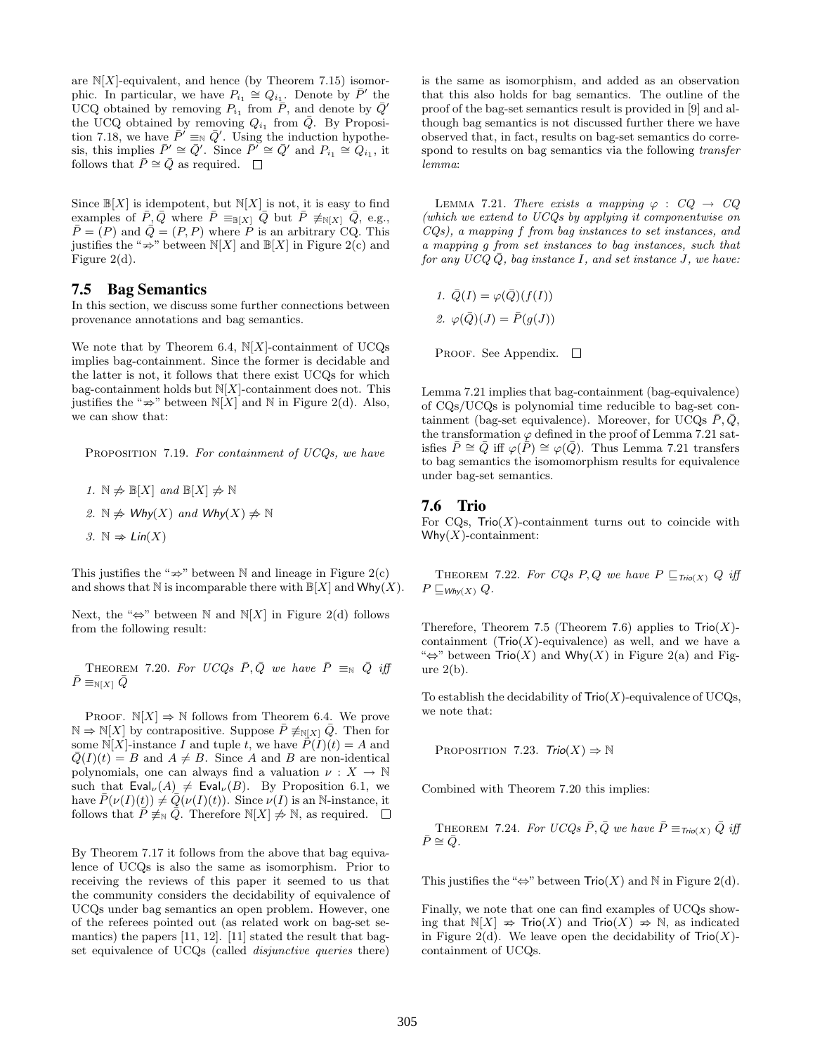are $\mathbb{N}[X]$-equivalent, and hence (by Theorem 7.15) isomorphic. In particular, we have $P_{i_1} \cong Q_{i_1}$. Denote by $\bar{P}'$ the UCQ obtained by removing $P_{i_1}$ from $\bar{P}$, and denote by $\bar{Q}'$ the UCQ obtained by removing $Q_{i_1}$ from $\bar{Q}$. By Proposition 7.18, we have $\bar{P}' \equiv_{\mathbb{N}} \bar{Q}'$. Using the induction hypothesis, this implies $\bar{P}' \cong \bar{Q}'$. Since $\bar{P}' \cong \bar{Q}'$ and $P_{i_1} \cong Q_{i_1}$, it follows that $\bar{P} \cong \bar{Q}$ as required. □

Since $\mathbb{B}[X]$ is idempotent, but $\mathbb{N}[X]$ is not, it is easy to find examples of $\bar{P}, \bar{Q}$ where $\bar{P} \equiv_{\mathbb{B}[X]} \bar{Q}$ but $\bar{P} \not\equiv_{\mathbb{N}[X]} \bar{Q}$, e.g., $\bar{P} = (P)$ and $\bar{Q} = (P, P)$ where $P$ is an arbitrary CQ. This justifies the "$\not\Rightarrow$" between $\mathbb{N}[X]$ and $\mathbb{B}[X]$ in Figure 2(c) and Figure 2(d).

## 7.5 Bag Semantics

In this section, we discuss some further connections between provenance annotations and bag semantics.

We note that by Theorem 6.4, $\mathbb{N}[X]$-containment of UCQs implies bag-containment. Since the former is decidable and the latter is not, it follows that there exist UCQs for which bag-containment holds but $\mathbb{N}[X]$-containment does not. This justifies the "$\not\Rightarrow$" between $\mathbb{N}[X]$ and $\mathbb{N}$ in Figure 2(d). Also, we can show that:

Proposition 7.19. *For containment of UCQs, we have*

1. $\mathbb{N} \not\Rightarrow \mathbb{B}[X]$ *and* $\mathbb{B}[X] \not\Rightarrow \mathbb{N}$
2. $\mathbb{N} \not\Rightarrow \mathsf{Why}(X)$ *and* $\mathsf{Why}(X) \not\Rightarrow \mathbb{N}$
3. $\mathbb{N} \not\Rightarrow \mathsf{Lin}(X)$

This justifies the "$\not\Rightarrow$" between $\mathbb{N}$ and lineage in Figure 2(c) and shows that $\mathbb{N}$ is incomparable there with $\mathbb{B}[X]$ and $\mathsf{Why}(X)$.

Next, the "$\Leftrightarrow$" between $\mathbb{N}$ and $\mathbb{N}[X]$ in Figure 2(d) follows from the following result:

Theorem 7.20. *For UCQs $\bar{P}, \bar{Q}$ we have $\bar{P} \equiv_{\mathbb{N}} \bar{Q}$ iff $\bar{P} \equiv_{\mathbb{N}[X]} \bar{Q}$*

Proof. $\mathbb{N}[X] \Rightarrow \mathbb{N}$ follows from Theorem 6.4. We prove $\mathbb{N} \Rightarrow \mathbb{N}[X]$ by contrapositive. Suppose $\bar{P} \not\equiv_{\mathbb{N}[X]} \bar{Q}$. Then for some $\mathbb{N}[X]$-instance $I$ and tuple $t$, we have $\bar{P}(I)(t) = A$ and $\bar{Q}(I)(t) = B$ and $A \neq B$. Since $A$ and $B$ are non-identical polynomials, one can always find a valuation $\nu : X \to \mathbb{N}$ such that $\mathsf{Eval}_\nu(A) \neq \mathsf{Eval}_\nu(B)$. By Proposition 6.1, we have $\bar{P}(\nu(I)(t)) \neq \bar{Q}(\nu(I)(t))$. Since $\nu(I)$ is an $\mathbb{N}$-instance, it follows that $\bar{P} \not\equiv_{\mathbb{N}} \bar{Q}$. Therefore $\mathbb{N}[X] \not\Rightarrow \mathbb{N}$, as required. □

By Theorem 7.17 it follows from the above that bag equivalence of UCQs is also the same as isomorphism. Prior to receiving the reviews of this paper it seemed to us that the community considers the decidability of equivalence of UCQs under bag semantics an open problem. However, one of the referees pointed out (as related work on bag-set semantics) the papers [11, 12]. [11] stated the result that bag-set equivalence of UCQs (called *disjunctive queries* there) is the same as isomorphism, and added as an observation that this also holds for bag semantics. The outline of the proof of the bag-set semantics result is provided in [9] and although bag semantics is not discussed further there we have observed that, in fact, results on bag-set semantics do correspond to results on bag semantics via the following *transfer lemma*:

Lemma 7.21. *There exists a mapping $\varphi : CQ \to CQ$ (which we extend to UCQs by applying it componentwise on CQs), a mapping $f$ from bag instances to set instances, and a mapping $g$ from set instances to bag instances, such that for any UCQ $\bar{Q}$, bag instance $I$, and set instance $J$, we have:*

1. $\bar{Q}(I) = \varphi(\bar{Q})(f(I))$
2. $\varphi(\bar{Q})(J) = \bar{P}(g(J))$

Proof. See Appendix. □

Lemma 7.21 implies that bag-containment (bag-equivalence) of CQs/UCQs is polynomial time reducible to bag-set containment (bag-set equivalence). Moreover, for UCQs $\bar{P}, \bar{Q}$, the transformation $\varphi$ defined in the proof of Lemma 7.21 satisfies $\bar{P} \cong \bar{Q}$ iff $\varphi(\bar{P}) \cong \varphi(\bar{Q})$. Thus Lemma 7.21 transfers to bag semantics the isomomorphism results for equivalence under bag-set semantics.

## 7.6 Trio

For CQs, $\mathsf{Trio}(X)$-containment turns out to coincide with $\mathsf{Why}(X)$-containment:

Theorem 7.22. *For CQs $P, Q$ we have $P \sqsubseteq_{\mathsf{Trio}(X)} Q$ iff $P \sqsubseteq_{\mathsf{Why}(X)} Q$.*

Therefore, Theorem 7.5 (Theorem 7.6) applies to $\mathsf{Trio}(X)$-containment ($\mathsf{Trio}(X)$-equivalence) as well, and we have a "$\Leftrightarrow$" between $\mathsf{Trio}(X)$ and $\mathsf{Why}(X)$ in Figure 2(a) and Figure 2(b).

To establish the decidability of $\mathsf{Trio}(X)$-equivalence of UCQs, we note that:

Proposition 7.23. $\mathsf{Trio}(X) \Rightarrow \mathbb{N}$

Combined with Theorem 7.20 this implies:

Theorem 7.24. *For UCQs $\bar{P}, \bar{Q}$ we have $\bar{P} \equiv_{\mathsf{Trio}(X)} \bar{Q}$ iff $\bar{P} \cong \bar{Q}$.*

This justifies the "$\Leftrightarrow$" between $\mathsf{Trio}(X)$ and $\mathbb{N}$ in Figure 2(d).

Finally, we note that one can find examples of UCQs showing that $\mathbb{N}[X] \not\Rightarrow \mathsf{Trio}(X)$ and $\mathsf{Trio}(X) \not\Rightarrow \mathbb{N}$, as indicated in Figure 2(d). We leave open the decidability of $\mathsf{Trio}(X)$-containment of UCQs.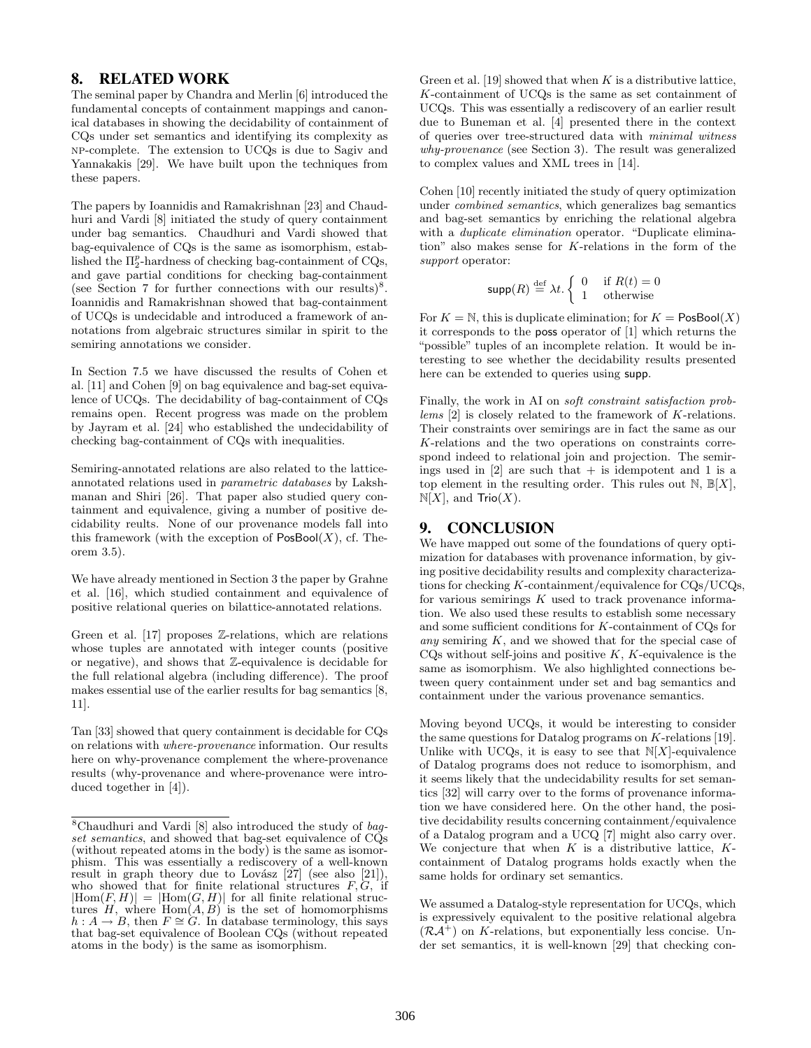## 8. RELATED WORK

The seminal paper by Chandra and Merlin [6] introduced the fundamental concepts of containment mappings and canonical databases in showing the decidability of containment of CQs under set semantics and identifying its complexity as NP-complete. The extension to UCQs is due to Sagiv and Yannakakis [29]. We have built upon the techniques from these papers.

The papers by Ioannidis and Ramakrishnan [23] and Chaudhuri and Vardi [8] initiated the study of query containment under bag semantics. Chaudhuri and Vardi showed that bag-equivalence of CQs is the same as isomorphism, established the $\Pi_2^p$-hardness of checking bag-containment of CQs, and gave partial conditions for checking bag-containment (see Section 7 for further connections with our results)[8]. Ioannidis and Ramakrishnan showed that bag-containment of UCQs is undecidable and introduced a framework of annotations from algebraic structures similar in spirit to the semiring annotations we consider.

In Section 7.5 we have discussed the results of Cohen et al. [11] and Cohen [9] on bag equivalence and bag-set equivalence of UCQs. The decidability of bag-containment of CQs remains open. Recent progress was made on the problem by Jayram et al. [24] who established the undecidability of checking bag-containment of CQs with inequalities.

Semiring-annotated relations are also related to the lattice-annotated relations used in *parametric databases* by Lakshmanan and Shiri [26]. That paper also studied query containment and equivalence, giving a number of positive decidability reults. None of our provenance models fall into this framework (with the exception of $\mathsf{PosBool}(X)$, cf. Theorem 3.5).

We have already mentioned in Section 3 the paper by Grahne et al. [16], which studied containment and equivalence of positive relational queries on bilattice-annotated relations.

Green et al. [17] proposes $\mathbb{Z}$-relations, which are relations whose tuples are annotated with integer counts (positive or negative), and shows that $\mathbb{Z}$-equivalence is decidable for the full relational algebra (including difference). The proof makes essential use of the earlier results for bag semantics [8, 11].

Tan [33] showed that query containment is decidable for CQs on relations with *where-provenance* information. Our results here on why-provenance complement the where-provenance results (why-provenance and where-provenance were introduced together in [4]).

Green et al. [19] showed that when $K$ is a distributive lattice, $K$-containment of UCQs is the same as set containment of UCQs. This was essentially a rediscovery of an earlier result due to Buneman et al. [4] presented there in the context of queries over tree-structured data with *minimal witness why-provenance* (see Section 3). The result was generalized to complex values and XML trees in [14].

Cohen [10] recently initiated the study of query optimization under *combined semantics*, which generalizes bag semantics and bag-set semantics by enriching the relational algebra with a *duplicate elimination* operator. "Duplicate elimination" also makes sense for $K$-relations in the form of the *support* operator:

$$\mathsf{supp}(R) \stackrel{\text{def}}{=} \lambda t. \begin{cases} 0 & \text{if } R(t) = 0 \\ 1 & \text{otherwise} \end{cases}$$

For $K = \mathbb{N}$, this is duplicate elimination; for $K = \mathsf{PosBool}(X)$ it corresponds to the $\mathsf{poss}$ operator of [1] which returns the "possible" tuples of an incomplete relation. It would be interesting to see whether the decidability results presented here can be extended to queries using $\mathsf{supp}$.

Finally, the work in AI on *soft constraint satisfaction problems* [2] is closely related to the framework of $K$-relations. Their constraints over semirings are in fact the same as our $K$-relations and the two operations on constraints correspond indeed to relational join and projection. The semirings used in [2] are such that $+$ is idempotent and 1 is a top element in the resulting order. This rules out $\mathbb{N}$, $\mathbb{B}[X]$, $\mathbb{N}[X]$, and $\mathsf{Trio}(X)$.

## 9. CONCLUSION

We have mapped out some of the foundations of query optimization for databases with provenance information, by giving positive decidability results and complexity characterizations for checking $K$-containment/equivalence for CQs/UCQs, for various semirings $K$ used to track provenance information. We also used these results to establish some necessary and some sufficient conditions for $K$-containment of CQs for *any* semiring $K$, and we showed that for the special case of CQs without self-joins and positive $K$, $K$-equivalence is the same as isomorphism. We also highlighted connections between query containment under set and bag semantics and containment under the various provenance semantics.

Moving beyond UCQs, it would be interesting to consider the same questions for Datalog programs on $K$-relations [19]. Unlike with UCQs, it is easy to see that $\mathbb{N}[X]$-equivalence of Datalog programs does not reduce to isomorphism, and it seems likely that the undecidability results for set semantics [32] will carry over to the forms of provenance information we have considered here. On the other hand, the positive decidability results concerning containment/equivalence of a Datalog program and a UCQ [7] might also carry over. We conjecture that when $K$ is a distributive lattice, $K$-containment of Datalog programs holds exactly when the same holds for ordinary set semantics.

We assumed a Datalog-style representation for UCQs, which is expressively equivalent to the positive relational algebra ($\mathcal{RA}^+$) on $K$-relations, but exponentially less concise. Under set semantics, it is well-known [29] that checking con-

[8] Chaudhuri and Vardi [8] also introduced the study of *bag-set semantics*, and showed that bag-set equivalence of CQs (without repeated atoms in the body) is the same as isomorphism. This was essentially a rediscovery of a well-known result in graph theory due to Lovász [27] (see also [21]), who showed that for finite relational structures $F, G$, if $|\text{Hom}(F, H)| = |\text{Hom}(G, H)|$ for all finite relational structures $H$, where $\text{Hom}(A, B)$ is the set of homomorphisms $h : A \to B$, then $F \cong G$. In database terminology, this says that bag-set equivalence of Boolean CQs (without repeated atoms in the body) is the same as isomorphism.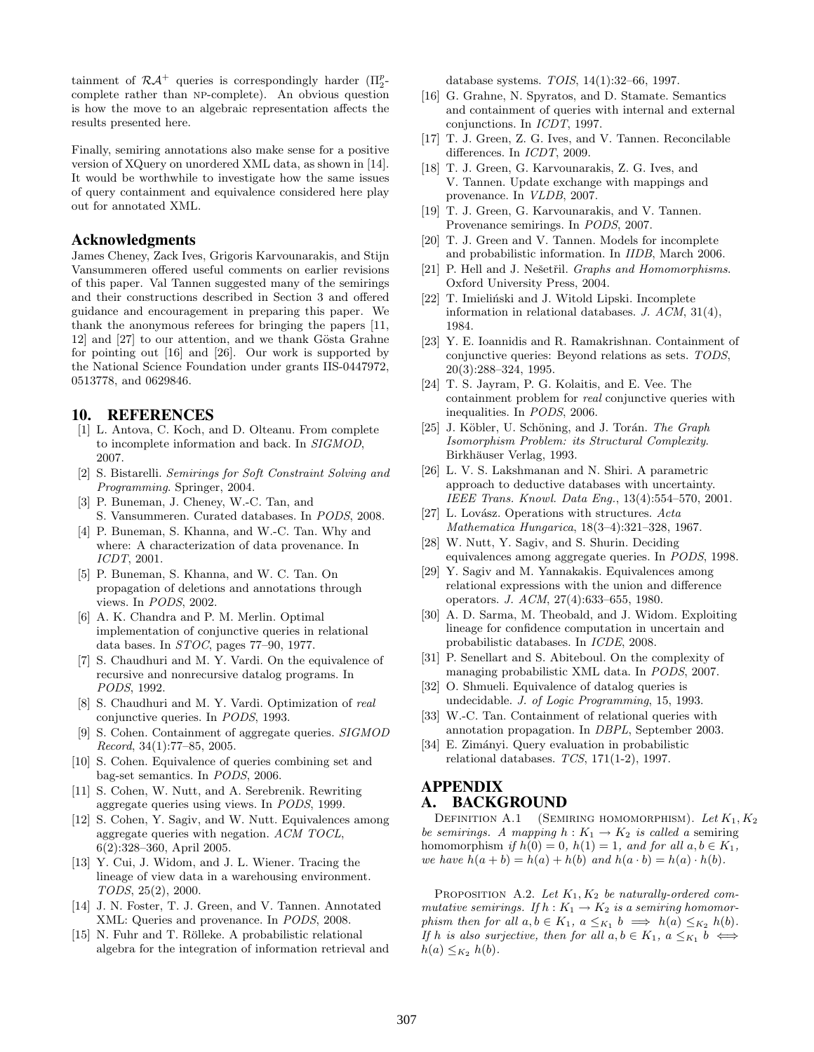tainment of $\mathcal{RA}^+$ queries is correspondingly harder ($\Pi_2^p$-complete rather than NP-complete). An obvious question is how the move to an algebraic representation affects the results presented here.

Finally, semiring annotations also make sense for a positive version of XQuery on unordered XML data, as shown in [14]. It would be worthwhile to investigate how the same issues of query containment and equivalence considered here play out for annotated XML.

## Acknowledgments

James Cheney, Zack Ives, Grigoris Karvounarakis, and Stijn Vansummeren offered useful comments on earlier revisions of this paper. Val Tannen suggested many of the semirings and their constructions described in Section 3 and offered guidance and encouragement in preparing this paper. We thank the anonymous referees for bringing the papers [11, 12] and [27] to our attention, and we thank Gösta Grahne for pointing out [16] and [26]. Our work is supported by the National Science Foundation under grants IIS-0447972, 0513778, and 0629846.

## 10. REFERENCES

[1] L. Antova, C. Koch, and D. Olteanu. From complete to incomplete information and back. In *SIGMOD*, 2007.

[2] S. Bistarelli. *Semirings for Soft Constraint Solving and Programming*. Springer, 2004.

[3] P. Buneman, J. Cheney, W.-C. Tan, and S. Vansummeren. Curated databases. In *PODS*, 2008.

[4] P. Buneman, S. Khanna, and W.-C. Tan. Why and where: A characterization of data provenance. In *ICDT*, 2001.

[5] P. Buneman, S. Khanna, and W. C. Tan. On propagation of deletions and annotations through views. In *PODS*, 2002.

[6] A. K. Chandra and P. M. Merlin. Optimal implementation of conjunctive queries in relational data bases. In *STOC*, pages 77–90, 1977.

[7] S. Chaudhuri and M. Y. Vardi. On the equivalence of recursive and nonrecursive datalog programs. In *PODS*, 1992.

[8] S. Chaudhuri and M. Y. Vardi. Optimization of *real* conjunctive queries. In *PODS*, 1993.

[9] S. Cohen. Containment of aggregate queries. *SIGMOD Record*, 34(1):77–85, 2005.

[10] S. Cohen. Equivalence of queries combining set and bag-set semantics. In *PODS*, 2006.

[11] S. Cohen, W. Nutt, and A. Serebrenik. Rewriting aggregate queries using views. In *PODS*, 1999.

[12] S. Cohen, Y. Sagiv, and W. Nutt. Equivalences among aggregate queries with negation. *ACM TOCL*, 6(2):328–360, April 2005.

[13] Y. Cui, J. Widom, and J. L. Wiener. Tracing the lineage of view data in a warehousing environment. *TODS*, 25(2), 2000.

[14] J. N. Foster, T. J. Green, and V. Tannen. Annotated XML: Queries and provenance. In *PODS*, 2008.

[15] N. Fuhr and T. Rölleke. A probabilistic relational algebra for the integration of information retrieval and database systems. *TOIS*, 14(1):32–66, 1997.

[16] G. Grahne, N. Spyratos, and D. Stamate. Semantics and containment of queries with internal and external conjunctions. In *ICDT*, 1997.

[17] T. J. Green, Z. G. Ives, and V. Tannen. Reconcilable differences. In *ICDT*, 2009.

[18] T. J. Green, G. Karvounarakis, Z. G. Ives, and V. Tannen. Update exchange with mappings and provenance. In *VLDB*, 2007.

[19] T. J. Green, G. Karvounarakis, and V. Tannen. Provenance semirings. In *PODS*, 2007.

[20] T. J. Green and V. Tannen. Models for incomplete and probabilistic information. In *IIDB*, March 2006.

[21] P. Hell and J. Nešetřil. *Graphs and Homomorphisms*. Oxford University Press, 2004.

[22] T. Imieliński and J. Witold Lipski. Incomplete information in relational databases. *J. ACM*, 31(4), 1984.

[23] Y. E. Ioannidis and R. Ramakrishnan. Containment of conjunctive queries: Beyond relations as sets. *TODS*, 20(3):288–324, 1995.

[24] T. S. Jayram, P. G. Kolaitis, and E. Vee. The containment problem for *real* conjunctive queries with inequalities. In *PODS*, 2006.

[25] J. Köbler, U. Schöning, and J. Torán. *The Graph Isomorphism Problem: its Structural Complexity*. Birkhäuser Verlag, 1993.

[26] L. V. S. Lakshmanan and N. Shiri. A parametric approach to deductive databases with uncertainty. *IEEE Trans. Knowl. Data Eng.*, 13(4):554–570, 2001.

[27] L. Lovász. Operations with structures. *Acta Mathematica Hungarica*, 18(3–4):321–328, 1967.

[28] W. Nutt, Y. Sagiv, and S. Shurin. Deciding equivalences among aggregate queries. In *PODS*, 1998.

[29] Y. Sagiv and M. Yannakakis. Equivalences among relational expressions with the union and difference operators. *J. ACM*, 27(4):633–655, 1980.

[30] A. D. Sarma, M. Theobald, and J. Widom. Exploiting lineage for confidence computation in uncertain and probabilistic databases. In *ICDE*, 2008.

[31] P. Senellart and S. Abiteboul. On the complexity of managing probabilistic XML data. In *PODS*, 2007.

[32] O. Shmueli. Equivalence of datalog queries is undecidable. *J. of Logic Programming*, 15, 1993.

[33] W.-C. Tan. Containment of relational queries with annotation propagation. In *DBPL*, September 2003.

[34] E. Zimányi. Query evaluation in probabilistic relational databases. *TCS*, 171(1-2), 1997.

# APPENDIX

## A. BACKGROUND

DEFINITION A.1 (SEMIRING HOMOMORPHISM). *Let $K_1, K_2$ be semirings. A mapping $h : K_1 \to K_2$ is called a* semiring homomorphism *if $h(0) = 0$, $h(1) = 1$, and for all $a, b \in K_1$, we have $h(a + b) = h(a) + h(b)$ and $h(a \cdot b) = h(a) \cdot h(b)$.*

PROPOSITION A.2. *Let $K_1, K_2$ be naturally-ordered commutative semirings. If $h : K_1 \to K_2$ is a semiring homomorphism then for all $a, b \in K_1$, $a \leq_{K_1} b \implies h(a) \leq_{K_2} h(b)$. If $h$ is also surjective, then for all $a, b \in K_1$, $a \leq_{K_1} b \iff h(a) \leq_{K_2} h(b)$.*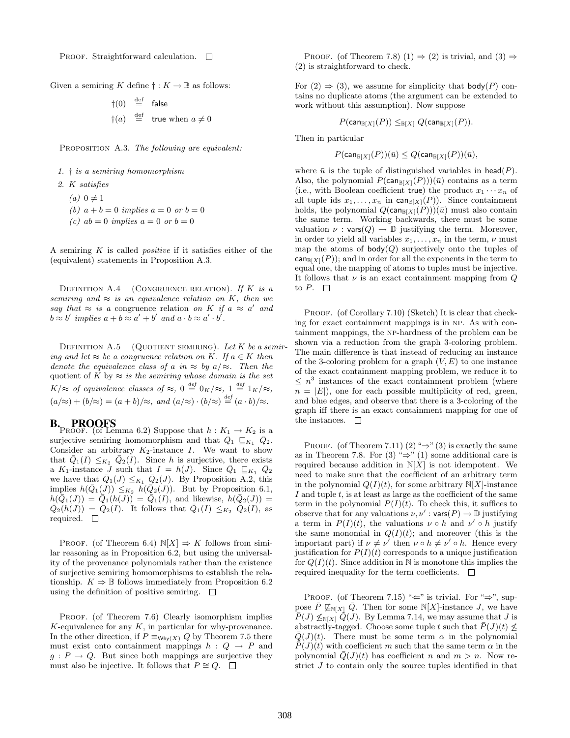PROOF. Straightforward calculation. $\square$

Given a semiring $K$ define $\dagger : K \to \mathbb{B}$ as follows:

$$\dagger(0) \stackrel{\text{def}}{=} \mathsf{false}$$
$$\dagger(a) \stackrel{\text{def}}{=} \mathsf{true} \text{ when } a \neq 0$$

PROPOSITION A.3. *The following are equivalent:*

1. *$\dagger$ is a semiring homomorphism*
2. *$K$ satisfies*
   (a) *$0 \neq 1$*
   (b) *$a + b = 0$ implies $a = 0$ or $b = 0$*
   (c) *$ab = 0$ implies $a = 0$ or $b = 0$*

A semiring $K$ is called *positive* if it satisfies either of the (equivalent) statements in Proposition A.3.

DEFINITION A.4 (CONGRUENCE RELATION). *If $K$ is a semiring and $\approx$ is an equivalence relation on $K$, then we say that $\approx$ is a* congruence relation *on $K$ if $a \approx a'$ and $b \approx b'$ implies $a + b \approx a' + b'$ and $a \cdot b \approx a' \cdot b'$.*

DEFINITION A.5 (QUOTIENT SEMIRING). *Let $K$ be a semiring and let $\approx$ be a congruence relation on $K$. If $a \in K$ then denote the equivalence class of $a$ in $\approx$ by $a/\approx$. Then the* quotient of $K$ by $\approx$ *is the semiring whose domain is the set $K/\approx$ of equivalence classes of $\approx$, $0 \stackrel{def}{=} 0_K/\approx$, $1 \stackrel{def}{=} 1_K/\approx$, $(a/\approx) + (b/\approx) = (a + b)/\approx$, and $(a/\approx) \cdot (b/\approx) \stackrel{def}{=} (a \cdot b)/\approx$.*

## B. PROOFS

PROOF. (of Lemma 6.2) Suppose that $h : K_1 \to K_2$ is a surjective semiring homomorphism and that $\bar{Q}_1 \sqsubseteq_{K_1} \bar{Q}_2$. Consider an arbitrary $K_2$-instance $I$. We want to show that $\bar{Q}_1(I) \leq_{K_2} \bar{Q}_2(I)$. Since $h$ is surjective, there exists a $K_1$-instance $J$ such that $I = h(J)$. Since $\bar{Q}_1 \sqsubseteq_{K_1} \bar{Q}_2$ we have that $\bar{Q}_1(J) \leq_{K_1} \bar{Q}_2(J)$. By Proposition A.2, this implies $h(\bar{Q}_1(J)) \leq_{K_2} h(\bar{Q}_2(J))$. But by Proposition 6.1, $h(\bar{Q}_1(J)) = \bar{Q}_1(h(J)) = \bar{Q}_1(I)$, and likewise, $h(\bar{Q}_2(J)) = \bar{Q}_2(h(J)) = \bar{Q}_2(I)$. It follows that $\bar{Q}_1(I) \leq_{K_2} \bar{Q}_2(I)$, as required. $\square$

PROOF. (of Theorem 6.4) $\mathbb{N}[X] \Rightarrow K$ follows from similar reasoning as in Proposition 6.2, but using the universality of the provenance polynomials rather than the existence of surjective semiring homomorphisms to establish the relationship. $K \Rightarrow \mathbb{B}$ follows immediately from Proposition 6.2 using the definition of positive semiring. $\square$

PROOF. (of Theorem 7.6) Clearly isomorphism implies $K$-equivalence for any $K$, in particular for why-provenance. In the other direction, if $P \equiv_{\mathsf{Why}(X)} Q$ by Theorem 7.5 there must exist onto containment mappings $h : Q \to P$ and $g : P \to Q$. But since both mappings are surjective they must also be injective. It follows that $P \cong Q$. $\square$

PROOF. (of Theorem 7.8) (1) $\Rightarrow$ (2) is trivial, and (3) $\Rightarrow$ (2) is straightforward to check.

For (2) $\Rightarrow$ (3), we assume for simplicity that $\mathsf{body}(P)$ contains no duplicate atoms (the argument can be extended to work without this assumption). Now suppose

$$P(\mathsf{can}_{\mathbb{B}[X]}(P)) \leq_{\mathbb{B}[X]} Q(\mathsf{can}_{\mathbb{B}[X]}(P)).$$

Then in particular

$$P(\mathsf{can}_{\mathbb{B}[X]}(P))(\bar{u}) \leq Q(\mathsf{can}_{\mathbb{B}[X]}(P))(\bar{u}),$$

where $\bar{u}$ is the tuple of distinguished variables in $\mathsf{head}(P)$. Also, the polynomial $P(\mathsf{can}_{\mathbb{B}[X]}(P)))(\bar{u})$ contains as a term (i.e., with Boolean coefficient $\mathsf{true}$) the product $x_1 \cdots x_n$ of all tuple ids $x_1, \ldots, x_n$ in $\mathsf{can}_{\mathbb{B}[X]}(P)$). Since containment holds, the polynomial $Q(\mathsf{can}_{\mathbb{B}[X]}(P)))(\bar{u})$ must also contain the same term. Working backwards, there must be some valuation $\nu : \mathsf{vars}(Q) \to \mathbb{D}$ justifying the term. Moreover, in order to yield all variables $x_1, \ldots, x_n$ in the term, $\nu$ must map the atoms of $\mathsf{body}(Q)$ surjectively onto the tuples of $\mathsf{can}_{\mathbb{B}[X]}(P)$); and in order for all the exponents in the term to equal one, the mapping of atoms to tuples must be injective. It follows that $\nu$ is an exact containment mapping from $Q$ to $P$. $\square$

PROOF. (of Corollary 7.10) (Sketch) It is clear that checking for exact containment mappings is in NP. As with containment mappings, the NP-hardness of the problem can be shown via a reduction from the graph 3-coloring problem. The main difference is that instead of reducing an instance of the 3-coloring problem for a graph $(V, E)$ to one instance of the exact containment mapping problem, we reduce it to $\leq n^3$ instances of the exact containment problem (where $n = |E|$), one for each possible multiplicity of red, green, and blue edges, and observe that there is a 3-coloring of the graph iff there is an exact containment mapping for one of the instances. $\square$

PROOF. (of Theorem 7.11) (2) "$\Rightarrow$" (3) is exactly the same as in Theorem 7.8. For (3) "$\Rightarrow$" (1) some additional care is required because addition in $\mathbb{N}[X]$ is not idempotent. We need to make sure that the coefficient of an arbitrary term in the polynomial $Q(I)(t)$, for some arbitrary $\mathbb{N}[X]$-instance $I$ and tuple $t$, is at least as large as the coefficient of the same term in the polynomial $P(I)(t)$. To check this, it suffices to observe that for any valuations $\nu, \nu' : \mathsf{vars}(P) \to \mathbb{D}$ justifying a term in $P(I)(t)$, the valuations $\nu \circ h$ and $\nu' \circ h$ justify the same monomial in $Q(I)(t)$; and moreover (this is the important part) if $\nu \neq \nu'$ then $\nu \circ h \neq \nu' \circ h$. Hence every justification for $P(I)(t)$ corresponds to a unique justification for $Q(I)(t)$. Since addition in $\mathbb{N}$ is monotone this implies the required inequality for the term coefficients. $\square$

PROOF. (of Theorem 7.15) "$\Leftarrow$" is trivial. For "$\Rightarrow$", suppose $\bar{P} \not\sqsubseteq_{\mathbb{N}[X]} \bar{Q}$. Then for some $\mathbb{N}[X]$-instance $J$, we have $\bar{P}(J) \not\leq_{\mathbb{N}[X]} \bar{Q}(J)$. By Lemma 7.14, we may assume that $J$ is abstractly-tagged. Choose some tuple $t$ such that $\bar{P}(J)(t) \not\leq \bar{Q}(J)(t)$. There must be some term $\alpha$ in the polynomial $\bar{P}(J)(t)$ with coefficient $m$ such that the same term $\alpha$ in the polynomial $\bar{Q}(J)(t)$ has coefficient $n$ and $m > n$. Now restrict $J$ to contain only the source tuples identified in that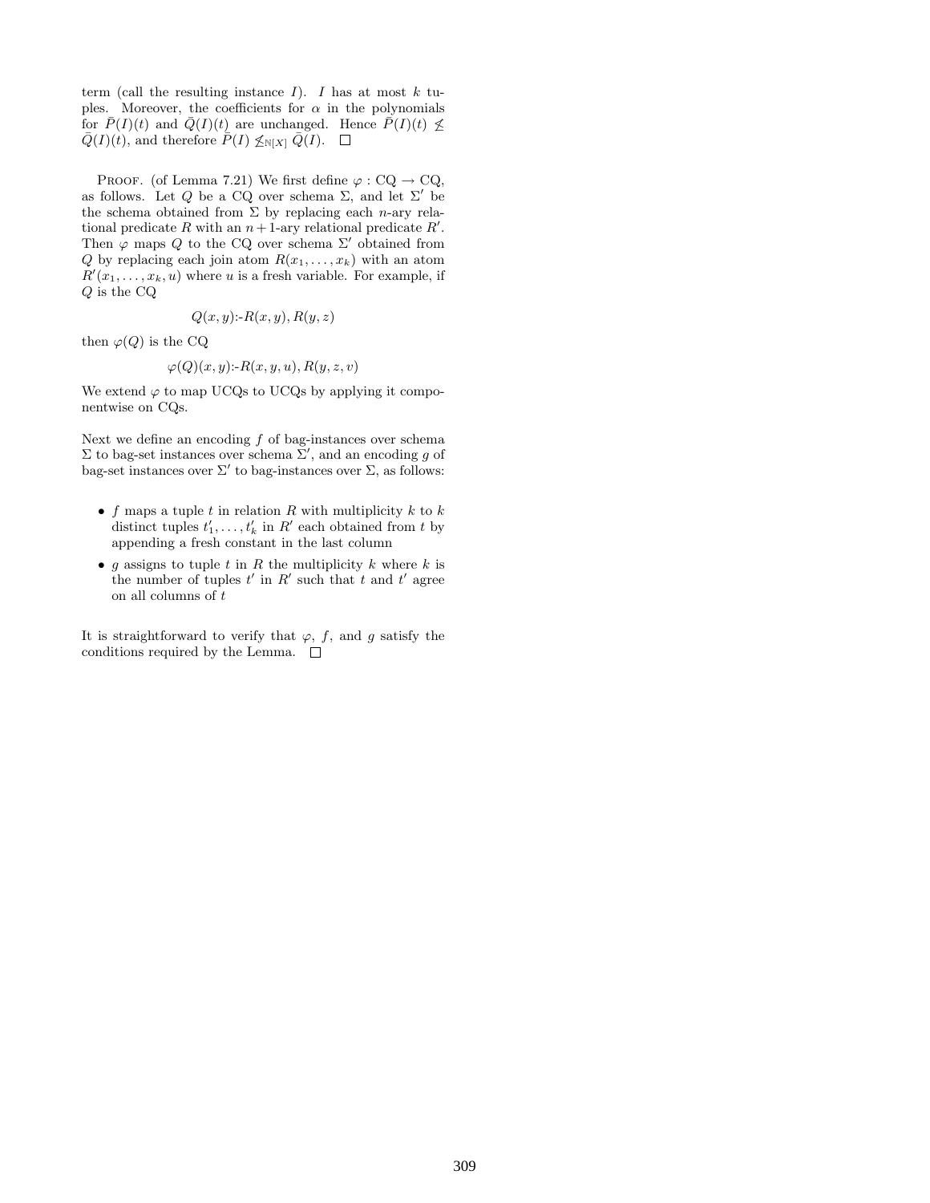term (call the resulting instance $I$). $I$ has at most $k$ tuples. Moreover, the coefficients for $\alpha$ in the polynomials for $\bar{P}(I)(t)$ and $\bar{Q}(I)(t)$ are unchanged. Hence $\bar{P}(I)(t) \not\leq \bar{Q}(I)(t)$, and therefore $\bar{P}(I) \not\leq_{\mathbb{N}[X]} \bar{Q}(I)$. $\square$

Proof. (of Lemma 7.21) We first define $\varphi : \mathrm{CQ} \to \mathrm{CQ}$, as follows. Let $Q$ be a CQ over schema $\Sigma$, and let $\Sigma'$ be the schema obtained from $\Sigma$ by replacing each $n$-ary relational predicate $R$ with an $n+1$-ary relational predicate $R'$. Then $\varphi$ maps $Q$ to the CQ over schema $\Sigma'$ obtained from $Q$ by replacing each join atom $R(x_1, \ldots, x_k)$ with an atom $R'(x_1, \ldots, x_k, u)$ where $u$ is a fresh variable. For example, if $Q$ is the CQ

$$Q(x, y) \text{:-} R(x, y), R(y, z)$$

then $\varphi(Q)$ is the CQ

$$\varphi(Q)(x, y) \text{:-} R(x, y, u), R(y, z, v)$$

We extend $\varphi$ to map UCQs to UCQs by applying it componentwise on CQs.

Next we define an encoding $f$ of bag-instances over schema $\Sigma$ to bag-set instances over schema $\Sigma'$, and an encoding $g$ of bag-set instances over $\Sigma'$ to bag-instances over $\Sigma$, as follows:

- $f$ maps a tuple $t$ in relation $R$ with multiplicity $k$ to $k$ distinct tuples $t'_1, \ldots, t'_k$ in $R'$ each obtained from $t$ by appending a fresh constant in the last column
- $g$ assigns to tuple $t$ in $R$ the multiplicity $k$ where $k$ is the number of tuples $t'$ in $R'$ such that $t$ and $t'$ agree on all columns of $t$

It is straightforward to verify that $\varphi$, $f$, and $g$ satisfy the conditions required by the Lemma. $\square$